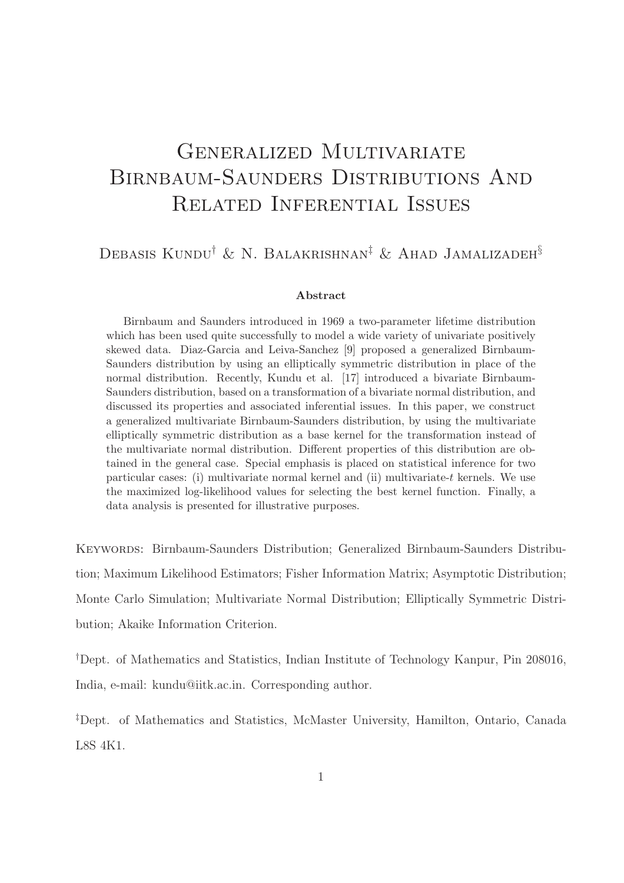# Generalized Multivariate Birnbaum-Saunders Distributions And Related Inferential Issues

Debasis Kundu[†] & N. Balakrishnan[‡] & Ahad Jamalizadeh[§]

**Abstract**

Birnbaum and Saunders introduced in 1969 a two-parameter lifetime distribution which has been used quite successfully to model a wide variety of univariate positively skewed data. Diaz-Garcia and Leiva-Sanchez [9] proposed a generalized Birnbaum-Saunders distribution by using an elliptically symmetric distribution in place of the normal distribution. Recently, Kundu et al. [17] introduced a bivariate Birnbaum-Saunders distribution, based on a transformation of a bivariate normal distribution, and discussed its properties and associated inferential issues. In this paper, we construct a generalized multivariate Birnbaum-Saunders distribution, by using the multivariate elliptically symmetric distribution as a base kernel for the transformation instead of the multivariate normal distribution. Different properties of this distribution are obtained in the general case. Special emphasis is placed on statistical inference for two particular cases: (i) multivariate normal kernel and (ii) multivariate-$t$ kernels. We use the maximized log-likelihood values for selecting the best kernel function. Finally, a data analysis is presented for illustrative purposes.

Keywords: Birnbaum-Saunders Distribution; Generalized Birnbaum-Saunders Distribution; Maximum Likelihood Estimators; Fisher Information Matrix; Asymptotic Distribution; Monte Carlo Simulation; Multivariate Normal Distribution; Elliptically Symmetric Distribution; Akaike Information Criterion.

[†]Dept. of Mathematics and Statistics, Indian Institute of Technology Kanpur, Pin 208016, India, e-mail: kundu@iitk.ac.in. Corresponding author.

[‡]Dept. of Mathematics and Statistics, McMaster University, Hamilton, Ontario, Canada L8S 4K1.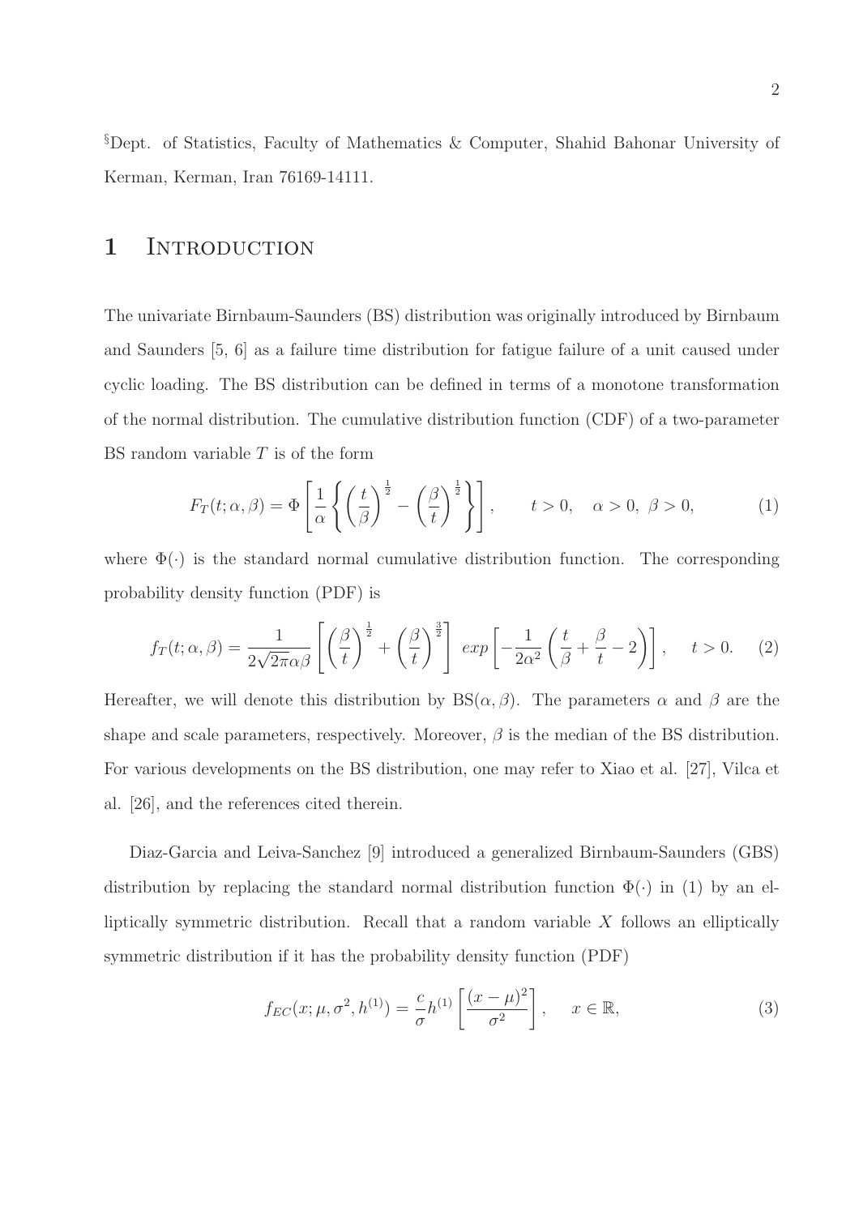§Dept. of Statistics, Faculty of Mathematics & Computer, Shahid Bahonar University of Kerman, Kerman, Iran 76169-14111.

# 1 Introduction

The univariate Birnbaum-Saunders (BS) distribution was originally introduced by Birnbaum and Saunders [5, 6] as a failure time distribution for fatigue failure of a unit caused under cyclic loading. The BS distribution can be defined in terms of a monotone transformation of the normal distribution. The cumulative distribution function (CDF) of a two-parameter BS random variable $T$ is of the form

$$F_T(t;\alpha,\beta) = \Phi\left[\frac{1}{\alpha}\left\{\left(\frac{t}{\beta}\right)^{\frac{1}{2}} - \left(\frac{\beta}{t}\right)^{\frac{1}{2}}\right\}\right], \qquad t > 0, \quad \alpha > 0,\ \beta > 0, \tag{1}$$

where $\Phi(\cdot)$ is the standard normal cumulative distribution function. The corresponding probability density function (PDF) is

$$f_T(t;\alpha,\beta) = \frac{1}{2\sqrt{2\pi}\alpha\beta}\left[\left(\frac{\beta}{t}\right)^{\frac{1}{2}} + \left(\frac{\beta}{t}\right)^{\frac{3}{2}}\right]\ exp\left[-\frac{1}{2\alpha^2}\left(\frac{t}{\beta} + \frac{\beta}{t} - 2\right)\right], \quad t > 0. \tag{2}$$

Hereafter, we will denote this distribution by BS$(\alpha,\beta)$. The parameters $\alpha$ and $\beta$ are the shape and scale parameters, respectively. Moreover, $\beta$ is the median of the BS distribution. For various developments on the BS distribution, one may refer to Xiao et al. [27], Vilca et al. [26], and the references cited therein.

Diaz-Garcia and Leiva-Sanchez [9] introduced a generalized Birnbaum-Saunders (GBS) distribution by replacing the standard normal distribution function $\Phi(\cdot)$ in (1) by an elliptically symmetric distribution. Recall that a random variable $X$ follows an elliptically symmetric distribution if it has the probability density function (PDF)

$$f_{EC}(x;\mu,\sigma^2,h^{(1)}) = \frac{c}{\sigma}h^{(1)}\left[\frac{(x-\mu)^2}{\sigma^2}\right], \quad x \in \mathbb{R}, \tag{3}$$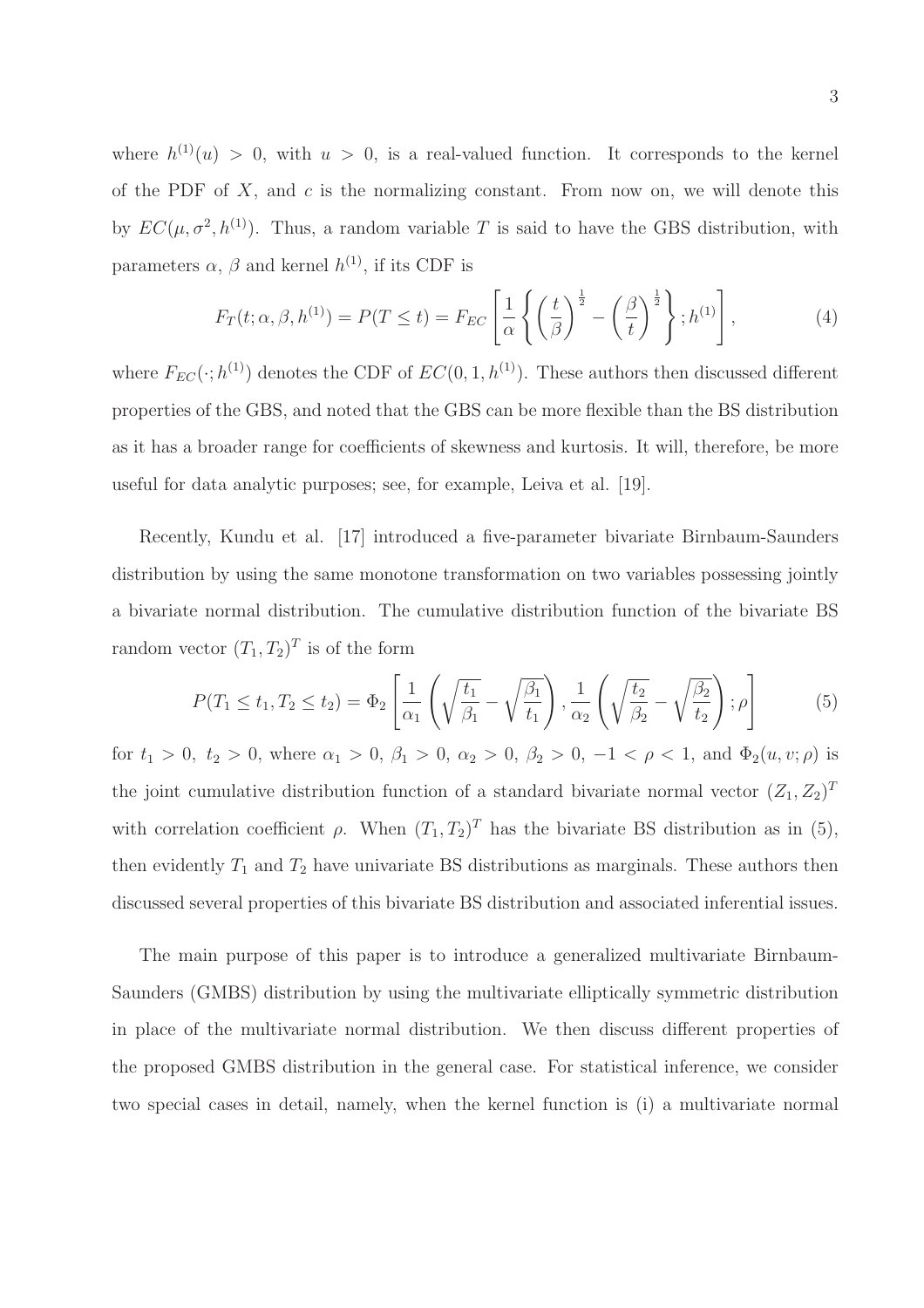where $h^{(1)}(u) > 0$, with $u > 0$, is a real-valued function. It corresponds to the kernel of the PDF of $X$, and $c$ is the normalizing constant. From now on, we will denote this by $EC(\mu, \sigma^2, h^{(1)})$. Thus, a random variable $T$ is said to have the GBS distribution, with parameters $\alpha$, $\beta$ and kernel $h^{(1)}$, if its CDF is

$$F_T(t; \alpha, \beta, h^{(1)}) = P(T \leq t) = F_{EC}\left[\frac{1}{\alpha}\left\{\left(\frac{t}{\beta}\right)^{\frac{1}{2}} - \left(\frac{\beta}{t}\right)^{\frac{1}{2}}\right\}; h^{(1)}\right], \tag{4}$$

where $F_{EC}(\cdot; h^{(1)})$ denotes the CDF of $EC(0, 1, h^{(1)})$. These authors then discussed different properties of the GBS, and noted that the GBS can be more flexible than the BS distribution as it has a broader range for coefficients of skewness and kurtosis. It will, therefore, be more useful for data analytic purposes; see, for example, Leiva et al. [19].

Recently, Kundu et al. [17] introduced a five-parameter bivariate Birnbaum-Saunders distribution by using the same monotone transformation on two variables possessing jointly a bivariate normal distribution. The cumulative distribution function of the bivariate BS random vector $(T_1, T_2)^T$ is of the form

$$P(T_1 \leq t_1, T_2 \leq t_2) = \Phi_2\left[\frac{1}{\alpha_1}\left(\sqrt{\frac{t_1}{\beta_1}} - \sqrt{\frac{\beta_1}{t_1}}\right), \frac{1}{\alpha_2}\left(\sqrt{\frac{t_2}{\beta_2}} - \sqrt{\frac{\beta_2}{t_2}}\right); \rho\right] \tag{5}$$

for $t_1 > 0,\ t_2 > 0$, where $\alpha_1 > 0,\ \beta_1 > 0,\ \alpha_2 > 0,\ \beta_2 > 0,\ -1 < \rho < 1$, and $\Phi_2(u, v; \rho)$ is the joint cumulative distribution function of a standard bivariate normal vector $(Z_1, Z_2)^T$ with correlation coefficient $\rho$. When $(T_1, T_2)^T$ has the bivariate BS distribution as in (5), then evidently $T_1$ and $T_2$ have univariate BS distributions as marginals. These authors then discussed several properties of this bivariate BS distribution and associated inferential issues.

The main purpose of this paper is to introduce a generalized multivariate Birnbaum-Saunders (GMBS) distribution by using the multivariate elliptically symmetric distribution in place of the multivariate normal distribution. We then discuss different properties of the proposed GMBS distribution in the general case. For statistical inference, we consider two special cases in detail, namely, when the kernel function is (i) a multivariate normal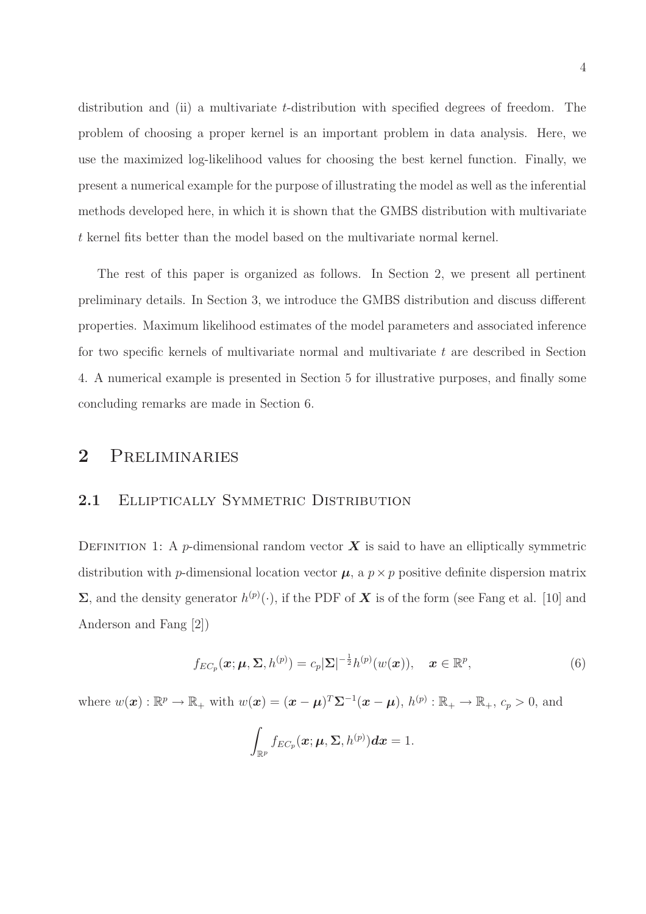distribution and (ii) a multivariate $t$-distribution with specified degrees of freedom. The problem of choosing a proper kernel is an important problem in data analysis. Here, we use the maximized log-likelihood values for choosing the best kernel function. Finally, we present a numerical example for the purpose of illustrating the model as well as the inferential methods developed here, in which it is shown that the GMBS distribution with multivariate $t$ kernel fits better than the model based on the multivariate normal kernel.

The rest of this paper is organized as follows. In Section 2, we present all pertinent preliminary details. In Section 3, we introduce the GMBS distribution and discuss different properties. Maximum likelihood estimates of the model parameters and associated inference for two specific kernels of multivariate normal and multivariate $t$ are described in Section 4. A numerical example is presented in Section 5 for illustrative purposes, and finally some concluding remarks are made in Section 6.

## 2 Preliminaries

### 2.1 Elliptically Symmetric Distribution

Definition 1: A $p$-dimensional random vector $\boldsymbol{X}$ is said to have an elliptically symmetric distribution with $p$-dimensional location vector $\boldsymbol{\mu}$, a $p \times p$ positive definite dispersion matrix $\boldsymbol{\Sigma}$, and the density generator $h^{(p)}(\cdot)$, if the PDF of $\boldsymbol{X}$ is of the form (see Fang et al. [10] and Anderson and Fang [2])

$$f_{EC_p}(\boldsymbol{x}; \boldsymbol{\mu}, \boldsymbol{\Sigma}, h^{(p)}) = c_p |\boldsymbol{\Sigma}|^{-\frac{1}{2}} h^{(p)}(w(\boldsymbol{x})), \quad \boldsymbol{x} \in \mathbb{R}^p, \tag{6}$$

where $w(\boldsymbol{x}) : \mathbb{R}^p \to \mathbb{R}_+$ with $w(\boldsymbol{x}) = (\boldsymbol{x} - \boldsymbol{\mu})^T \boldsymbol{\Sigma}^{-1} (\boldsymbol{x} - \boldsymbol{\mu})$, $h^{(p)} : \mathbb{R}_+ \to \mathbb{R}_+$, $c_p > 0$, and

$$\int_{\mathbb{R}^p} f_{EC_p}(\boldsymbol{x}; \boldsymbol{\mu}, \boldsymbol{\Sigma}, h^{(p)}) \boldsymbol{dx} = 1.$$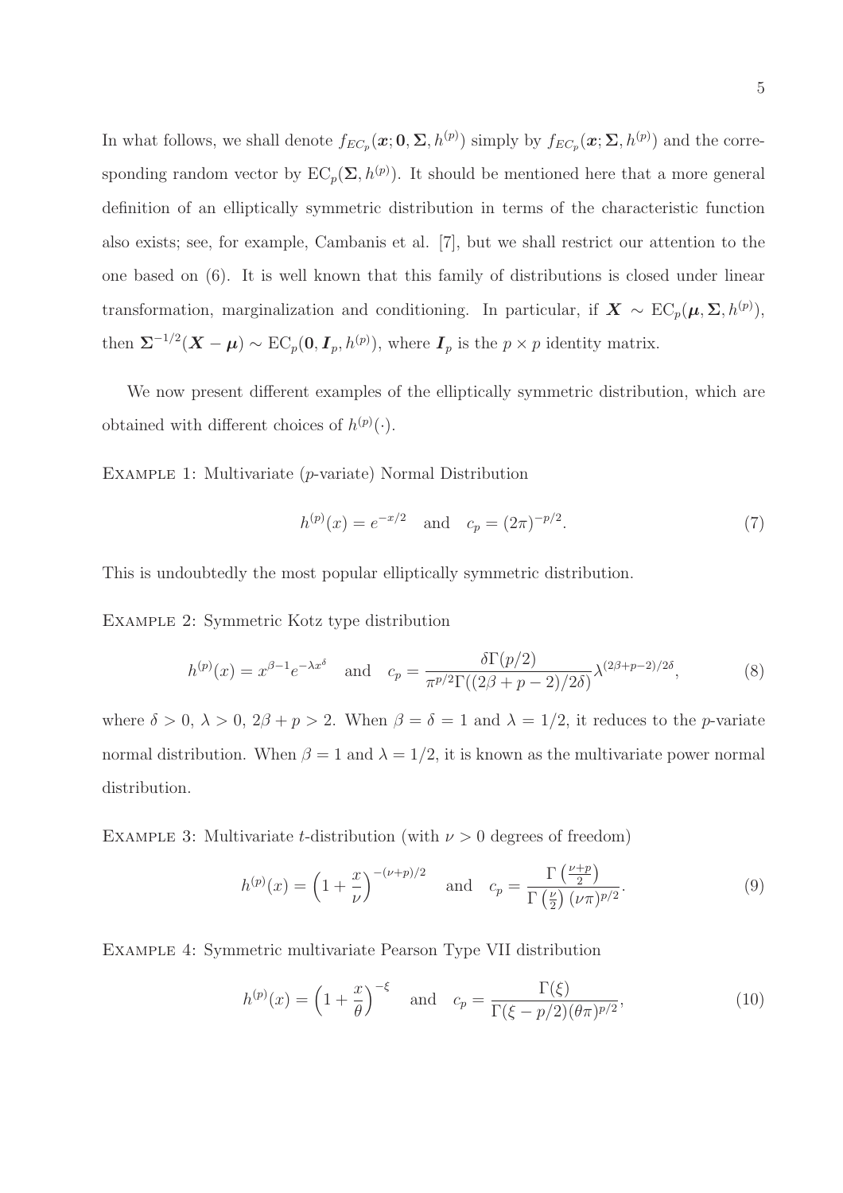In what follows, we shall denote $f_{EC_p}(\boldsymbol{x}; \mathbf{0}, \boldsymbol{\Sigma}, h^{(p)})$ simply by $f_{EC_p}(\boldsymbol{x}; \boldsymbol{\Sigma}, h^{(p)})$ and the corresponding random vector by $\mathrm{EC}_p(\boldsymbol{\Sigma}, h^{(p)})$. It should be mentioned here that a more general definition of an elliptically symmetric distribution in terms of the characteristic function also exists; see, for example, Cambanis et al. [7], but we shall restrict our attention to the one based on (6). It is well known that this family of distributions is closed under linear transformation, marginalization and conditioning. In particular, if $\boldsymbol{X} \sim \mathrm{EC}_p(\boldsymbol{\mu}, \boldsymbol{\Sigma}, h^{(p)})$, then $\boldsymbol{\Sigma}^{-1/2}(\boldsymbol{X} - \boldsymbol{\mu}) \sim \mathrm{EC}_p(\mathbf{0}, \boldsymbol{I}_p, h^{(p)})$, where $\boldsymbol{I}_p$ is the $p \times p$ identity matrix.

We now present different examples of the elliptically symmetric distribution, which are obtained with different choices of $h^{(p)}(\cdot)$.

Example 1: Multivariate ($p$-variate) Normal Distribution

$$h^{(p)}(x) = e^{-x/2} \quad \text{and} \quad c_p = (2\pi)^{-p/2}. \tag{7}$$

This is undoubtedly the most popular elliptically symmetric distribution.

Example 2: Symmetric Kotz type distribution

$$h^{(p)}(x) = x^{\beta-1} e^{-\lambda x^{\delta}} \quad \text{and} \quad c_p = \frac{\delta \Gamma(p/2)}{\pi^{p/2} \Gamma((2\beta + p - 2)/2\delta)} \lambda^{(2\beta+p-2)/2\delta}, \tag{8}$$

where $\delta > 0$, $\lambda > 0$, $2\beta + p > 2$. When $\beta = \delta = 1$ and $\lambda = 1/2$, it reduces to the $p$-variate normal distribution. When $\beta = 1$ and $\lambda = 1/2$, it is known as the multivariate power normal distribution.

Example 3: Multivariate $t$-distribution (with $\nu > 0$ degrees of freedom)

$$h^{(p)}(x) = \left(1 + \frac{x}{\nu}\right)^{-(\nu+p)/2} \quad \text{and} \quad c_p = \frac{\Gamma\left(\frac{\nu+p}{2}\right)}{\Gamma\left(\frac{\nu}{2}\right)(\nu\pi)^{p/2}}. \tag{9}$$

Example 4: Symmetric multivariate Pearson Type VII distribution

$$h^{(p)}(x) = \left(1 + \frac{x}{\theta}\right)^{-\xi} \quad \text{and} \quad c_p = \frac{\Gamma(\xi)}{\Gamma(\xi - p/2)(\theta\pi)^{p/2}}, \tag{10}$$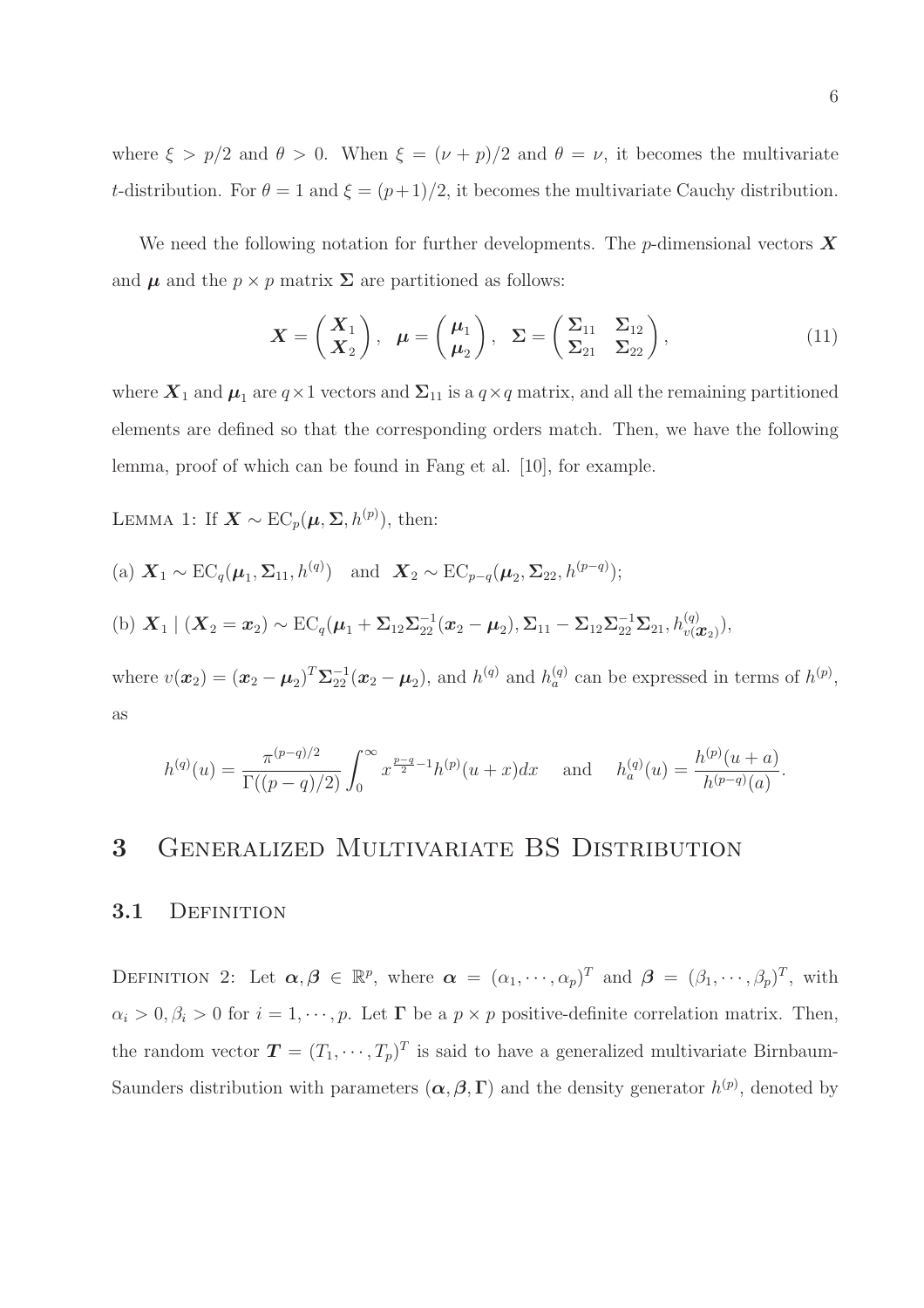where $\xi > p/2$ and $\theta > 0$. When $\xi = (\nu + p)/2$ and $\theta = \nu$, it becomes the multivariate $t$-distribution. For $\theta = 1$ and $\xi = (p+1)/2$, it becomes the multivariate Cauchy distribution.

We need the following notation for further developments. The $p$-dimensional vectors $\boldsymbol{X}$ and $\boldsymbol{\mu}$ and the $p \times p$ matrix $\boldsymbol{\Sigma}$ are partitioned as follows:

$$\boldsymbol{X} = \begin{pmatrix} \boldsymbol{X}_1 \\ \boldsymbol{X}_2 \end{pmatrix}, \quad \boldsymbol{\mu} = \begin{pmatrix} \boldsymbol{\mu}_1 \\ \boldsymbol{\mu}_2 \end{pmatrix}, \quad \boldsymbol{\Sigma} = \begin{pmatrix} \boldsymbol{\Sigma}_{11} & \boldsymbol{\Sigma}_{12} \\ \boldsymbol{\Sigma}_{21} & \boldsymbol{\Sigma}_{22} \end{pmatrix}, \tag{11}$$

where $\boldsymbol{X}_1$ and $\boldsymbol{\mu}_1$ are $q \times 1$ vectors and $\boldsymbol{\Sigma}_{11}$ is a $q \times q$ matrix, and all the remaining partitioned elements are defined so that the corresponding orders match. Then, we have the following lemma, proof of which can be found in Fang et al. [10], for example.

Lemma 1: If $\boldsymbol{X} \sim \mathrm{EC}_p(\boldsymbol{\mu}, \boldsymbol{\Sigma}, h^{(p)})$, then:

(a) $\boldsymbol{X}_1 \sim \mathrm{EC}_q(\boldsymbol{\mu}_1, \boldsymbol{\Sigma}_{11}, h^{(q)})$ and $\boldsymbol{X}_2 \sim \mathrm{EC}_{p-q}(\boldsymbol{\mu}_2, \boldsymbol{\Sigma}_{22}, h^{(p-q)})$;

(b) $\boldsymbol{X}_1 \mid (\boldsymbol{X}_2 = \boldsymbol{x}_2) \sim \mathrm{EC}_q(\boldsymbol{\mu}_1 + \boldsymbol{\Sigma}_{12}\boldsymbol{\Sigma}_{22}^{-1}(\boldsymbol{x}_2 - \boldsymbol{\mu}_2), \boldsymbol{\Sigma}_{11} - \boldsymbol{\Sigma}_{12}\boldsymbol{\Sigma}_{22}^{-1}\boldsymbol{\Sigma}_{21}, h^{(q)}_{v(\boldsymbol{x}_2)})$,

where $v(\boldsymbol{x}_2) = (\boldsymbol{x}_2 - \boldsymbol{\mu}_2)^T \boldsymbol{\Sigma}_{22}^{-1}(\boldsymbol{x}_2 - \boldsymbol{\mu}_2)$, and $h^{(q)}$ and $h^{(q)}_a$ can be expressed in terms of $h^{(p)}$, as

$$h^{(q)}(u) = \frac{\pi^{(p-q)/2}}{\Gamma((p-q)/2)} \int_0^\infty x^{\frac{p-q}{2}-1} h^{(p)}(u+x)dx \quad \text{and} \quad h^{(q)}_a(u) = \frac{h^{(p)}(u+a)}{h^{(p-q)}(a)}.$$

# 3 Generalized Multivariate BS Distribution

## 3.1 Definition

Definition 2: Let $\boldsymbol{\alpha}, \boldsymbol{\beta} \in \mathbb{R}^p$, where $\boldsymbol{\alpha} = (\alpha_1, \cdots, \alpha_p)^T$ and $\boldsymbol{\beta} = (\beta_1, \cdots, \beta_p)^T$, with $\alpha_i > 0, \beta_i > 0$ for $i = 1, \cdots, p$. Let $\boldsymbol{\Gamma}$ be a $p \times p$ positive-definite correlation matrix. Then, the random vector $\boldsymbol{T} = (T_1, \cdots, T_p)^T$ is said to have a generalized multivariate Birnbaum-Saunders distribution with parameters $(\boldsymbol{\alpha}, \boldsymbol{\beta}, \boldsymbol{\Gamma})$ and the density generator $h^{(p)}$, denoted by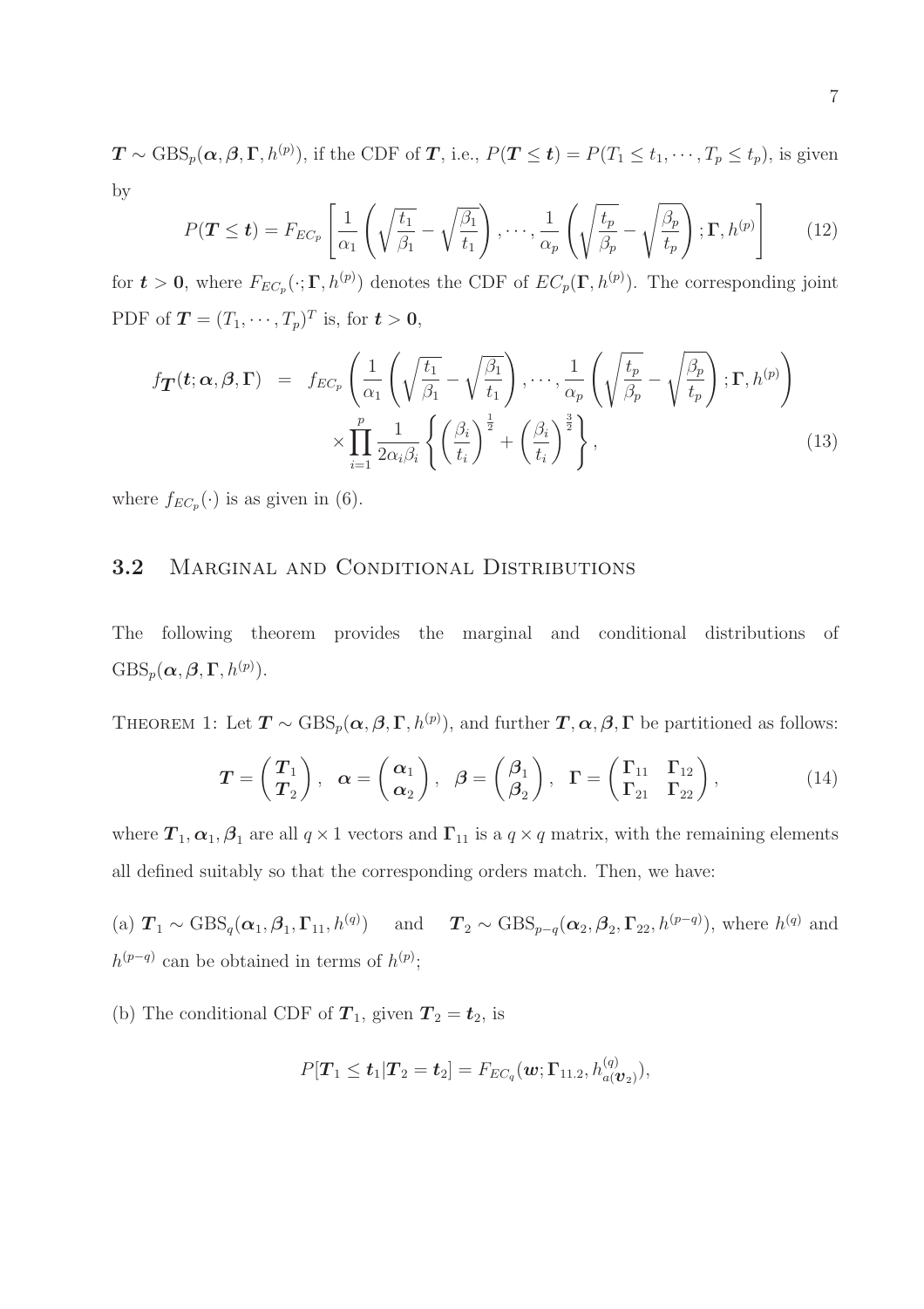$\boldsymbol{T} \sim \text{GBS}_p(\boldsymbol{\alpha}, \boldsymbol{\beta}, \boldsymbol{\Gamma}, h^{(p)})$, if the CDF of $\boldsymbol{T}$, i.e., $P(\boldsymbol{T} \leq \boldsymbol{t}) = P(T_1 \leq t_1, \cdots, T_p \leq t_p)$, is given by

$$P(\boldsymbol{T} \leq \boldsymbol{t}) = F_{EC_p}\left[\frac{1}{\alpha_1}\left(\sqrt{\frac{t_1}{\beta_1}} - \sqrt{\frac{\beta_1}{t_1}}\right), \cdots, \frac{1}{\alpha_p}\left(\sqrt{\frac{t_p}{\beta_p}} - \sqrt{\frac{\beta_p}{t_p}}\right); \boldsymbol{\Gamma}, h^{(p)}\right] \tag{12}$$

for $\boldsymbol{t} > \boldsymbol{0}$, where $F_{EC_p}(\cdot; \boldsymbol{\Gamma}, h^{(p)})$ denotes the CDF of $EC_p(\boldsymbol{\Gamma}, h^{(p)})$. The corresponding joint PDF of $\boldsymbol{T} = (T_1, \cdots, T_p)^T$ is, for $\boldsymbol{t} > \boldsymbol{0}$,

$$\begin{aligned} f_{\boldsymbol{T}}(\boldsymbol{t}; \boldsymbol{\alpha}, \boldsymbol{\beta}, \boldsymbol{\Gamma}) &= f_{EC_p}\left(\frac{1}{\alpha_1}\left(\sqrt{\frac{t_1}{\beta_1}} - \sqrt{\frac{\beta_1}{t_1}}\right), \cdots, \frac{1}{\alpha_p}\left(\sqrt{\frac{t_p}{\beta_p}} - \sqrt{\frac{\beta_p}{t_p}}\right); \boldsymbol{\Gamma}, h^{(p)}\right) \\ &\quad \times \prod_{i=1}^{p} \frac{1}{2\alpha_i \beta_i}\left\{\left(\frac{\beta_i}{t_i}\right)^{\frac{1}{2}} + \left(\frac{\beta_i}{t_i}\right)^{\frac{3}{2}}\right\}, \end{aligned} \tag{13}$$

where $f_{EC_p}(\cdot)$ is as given in (6).

## 3.2 Marginal and Conditional Distributions

The following theorem provides the marginal and conditional distributions of $\text{GBS}_p(\boldsymbol{\alpha}, \boldsymbol{\beta}, \boldsymbol{\Gamma}, h^{(p)})$.

Theorem 1: Let $\boldsymbol{T} \sim \text{GBS}_p(\boldsymbol{\alpha}, \boldsymbol{\beta}, \boldsymbol{\Gamma}, h^{(p)})$, and further $\boldsymbol{T}, \boldsymbol{\alpha}, \boldsymbol{\beta}, \boldsymbol{\Gamma}$ be partitioned as follows:

$$\boldsymbol{T} = \begin{pmatrix} \boldsymbol{T}_1 \\ \boldsymbol{T}_2 \end{pmatrix}, \quad \boldsymbol{\alpha} = \begin{pmatrix} \boldsymbol{\alpha}_1 \\ \boldsymbol{\alpha}_2 \end{pmatrix}, \quad \boldsymbol{\beta} = \begin{pmatrix} \boldsymbol{\beta}_1 \\ \boldsymbol{\beta}_2 \end{pmatrix}, \quad \boldsymbol{\Gamma} = \begin{pmatrix} \boldsymbol{\Gamma}_{11} & \boldsymbol{\Gamma}_{12} \\ \boldsymbol{\Gamma}_{21} & \boldsymbol{\Gamma}_{22} \end{pmatrix}, \tag{14}$$

where $\boldsymbol{T}_1, \boldsymbol{\alpha}_1, \boldsymbol{\beta}_1$ are all $q \times 1$ vectors and $\boldsymbol{\Gamma}_{11}$ is a $q \times q$ matrix, with the remaining elements all defined suitably so that the corresponding orders match. Then, we have:

(a) $\boldsymbol{T}_1 \sim \text{GBS}_q(\boldsymbol{\alpha}_1, \boldsymbol{\beta}_1, \boldsymbol{\Gamma}_{11}, h^{(q)})$ and $\boldsymbol{T}_2 \sim \text{GBS}_{p-q}(\boldsymbol{\alpha}_2, \boldsymbol{\beta}_2, \boldsymbol{\Gamma}_{22}, h^{(p-q)})$, where $h^{(q)}$ and $h^{(p-q)}$ can be obtained in terms of $h^{(p)}$;

(b) The conditional CDF of $\boldsymbol{T}_1$, given $\boldsymbol{T}_2 = \boldsymbol{t}_2$, is

$$P[\boldsymbol{T}_1 \leq \boldsymbol{t}_1 | \boldsymbol{T}_2 = \boldsymbol{t}_2] = F_{EC_q}(\boldsymbol{w}; \boldsymbol{\Gamma}_{11.2}, h^{(q)}_{a(\boldsymbol{v}_2)}),$$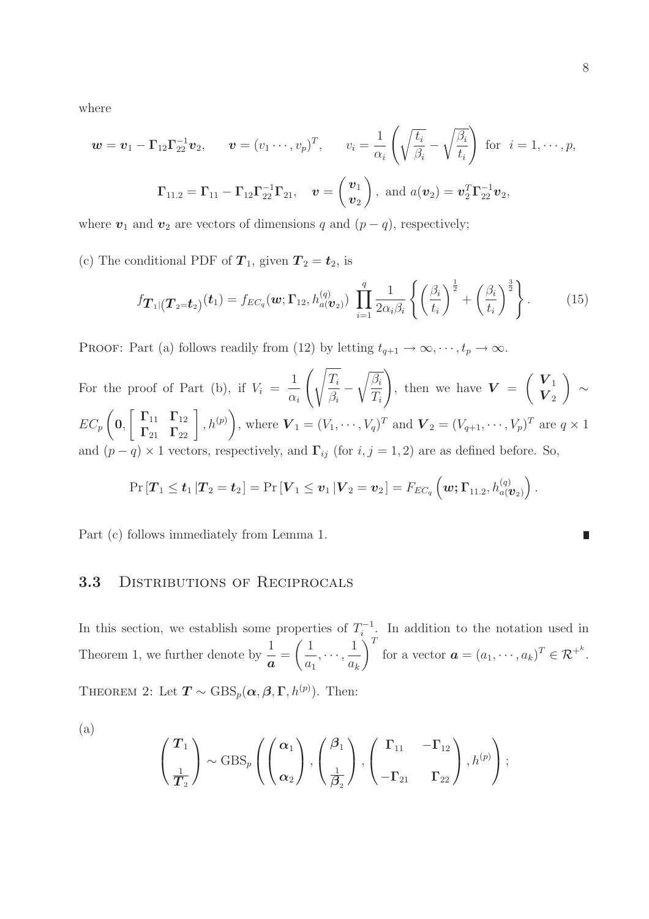where

$$\boldsymbol{w} = \boldsymbol{v}_1 - \boldsymbol{\Gamma}_{12}\boldsymbol{\Gamma}_{22}^{-1}\boldsymbol{v}_2, \qquad \boldsymbol{v} = (v_1 \cdots, v_p)^T, \qquad v_i = \frac{1}{\alpha_i}\left(\sqrt{\frac{t_i}{\beta_i}} - \sqrt{\frac{\beta_i}{t_i}}\right) \text{ for } \ i = 1, \cdots, p,$$

$$\boldsymbol{\Gamma}_{11.2} = \boldsymbol{\Gamma}_{11} - \boldsymbol{\Gamma}_{12}\boldsymbol{\Gamma}_{22}^{-1}\boldsymbol{\Gamma}_{21}, \quad \boldsymbol{v} = \begin{pmatrix} \boldsymbol{v}_1 \\ \boldsymbol{v}_2 \end{pmatrix}, \text{ and } a(\boldsymbol{v}_2) = \boldsymbol{v}_2^T\boldsymbol{\Gamma}_{22}^{-1}\boldsymbol{v}_2,$$

where $\boldsymbol{v}_1$ and $\boldsymbol{v}_2$ are vectors of dimensions $q$ and $(p-q)$, respectively;

(c) The conditional PDF of $\boldsymbol{T}_1$, given $\boldsymbol{T}_2 = \boldsymbol{t}_2$, is

$$f_{\boldsymbol{T}_1|(\boldsymbol{T}_2=\boldsymbol{t}_2)}(\boldsymbol{t}_1) = f_{EC_q}(\boldsymbol{w}; \boldsymbol{\Gamma}_{12}, h_{a(\boldsymbol{v}_2)}^{(q)}) \prod_{i=1}^{q} \frac{1}{2\alpha_i\beta_i}\left\{\left(\frac{\beta_i}{t_i}\right)^{\frac{1}{2}} + \left(\frac{\beta_i}{t_i}\right)^{\frac{3}{2}}\right\}. \tag{15}$$

Proof: Part (a) follows readily from (12) by letting $t_{q+1} \to \infty, \cdots, t_p \to \infty$.

For the proof of Part (b), if $V_i = \dfrac{1}{\alpha_i}\left(\sqrt{\dfrac{T_i}{\beta_i}} - \sqrt{\dfrac{\beta_i}{T_i}}\right)$, then we have $\boldsymbol{V} = \begin{pmatrix} \boldsymbol{V}_1 \\ \boldsymbol{V}_2 \end{pmatrix} \sim EC_p\left(\boldsymbol{0}, \begin{bmatrix} \boldsymbol{\Gamma}_{11} & \boldsymbol{\Gamma}_{12} \\ \boldsymbol{\Gamma}_{21} & \boldsymbol{\Gamma}_{22} \end{bmatrix}, h^{(p)}\right)$, where $\boldsymbol{V}_1 = (V_1, \cdots, V_q)^T$ and $\boldsymbol{V}_2 = (V_{q+1}, \cdots, V_p)^T$ are $q \times 1$ and $(p-q) \times 1$ vectors, respectively, and $\boldsymbol{\Gamma}_{ij}$ (for $i, j = 1, 2$) are as defined before. So,

$$\Pr\left[\boldsymbol{T}_1 \le \boldsymbol{t}_1 \,|\boldsymbol{T}_2 = \boldsymbol{t}_2\right] = \Pr\left[\boldsymbol{V}_1 \le \boldsymbol{v}_1 \,|\boldsymbol{V}_2 = \boldsymbol{v}_2\right] = F_{EC_q}\left(\boldsymbol{w}; \boldsymbol{\Gamma}_{11.2}, h_{a(\boldsymbol{v}_2)}^{(q)}\right).$$

Part (c) follows immediately from Lemma 1. ∎

### 3.3 Distributions of Reciprocals

In this section, we establish some properties of $T_i^{-1}$. In addition to the notation used in Theorem 1, we further denote by $\dfrac{1}{\boldsymbol{a}} = \left(\dfrac{1}{a_1}, \cdots, \dfrac{1}{a_k}\right)^T$ for a vector $\boldsymbol{a} = (a_1, \cdots, a_k)^T \in \mathcal{R}^{+^k}$.

Theorem 2: Let $\boldsymbol{T} \sim \mathrm{GBS}_p(\boldsymbol{\alpha}, \boldsymbol{\beta}, \boldsymbol{\Gamma}, h^{(p)})$. Then:

(a)

$$\begin{pmatrix} \boldsymbol{T}_1 \\ \frac{1}{\boldsymbol{T}_2} \end{pmatrix} \sim \mathrm{GBS}_p\left(\begin{pmatrix} \boldsymbol{\alpha}_1 \\ \boldsymbol{\alpha}_2 \end{pmatrix}, \begin{pmatrix} \boldsymbol{\beta}_1 \\ \frac{1}{\boldsymbol{\beta}_2} \end{pmatrix}, \begin{pmatrix} \boldsymbol{\Gamma}_{11} & -\boldsymbol{\Gamma}_{12} \\ -\boldsymbol{\Gamma}_{21} & \boldsymbol{\Gamma}_{22} \end{pmatrix}, h^{(p)}\right);$$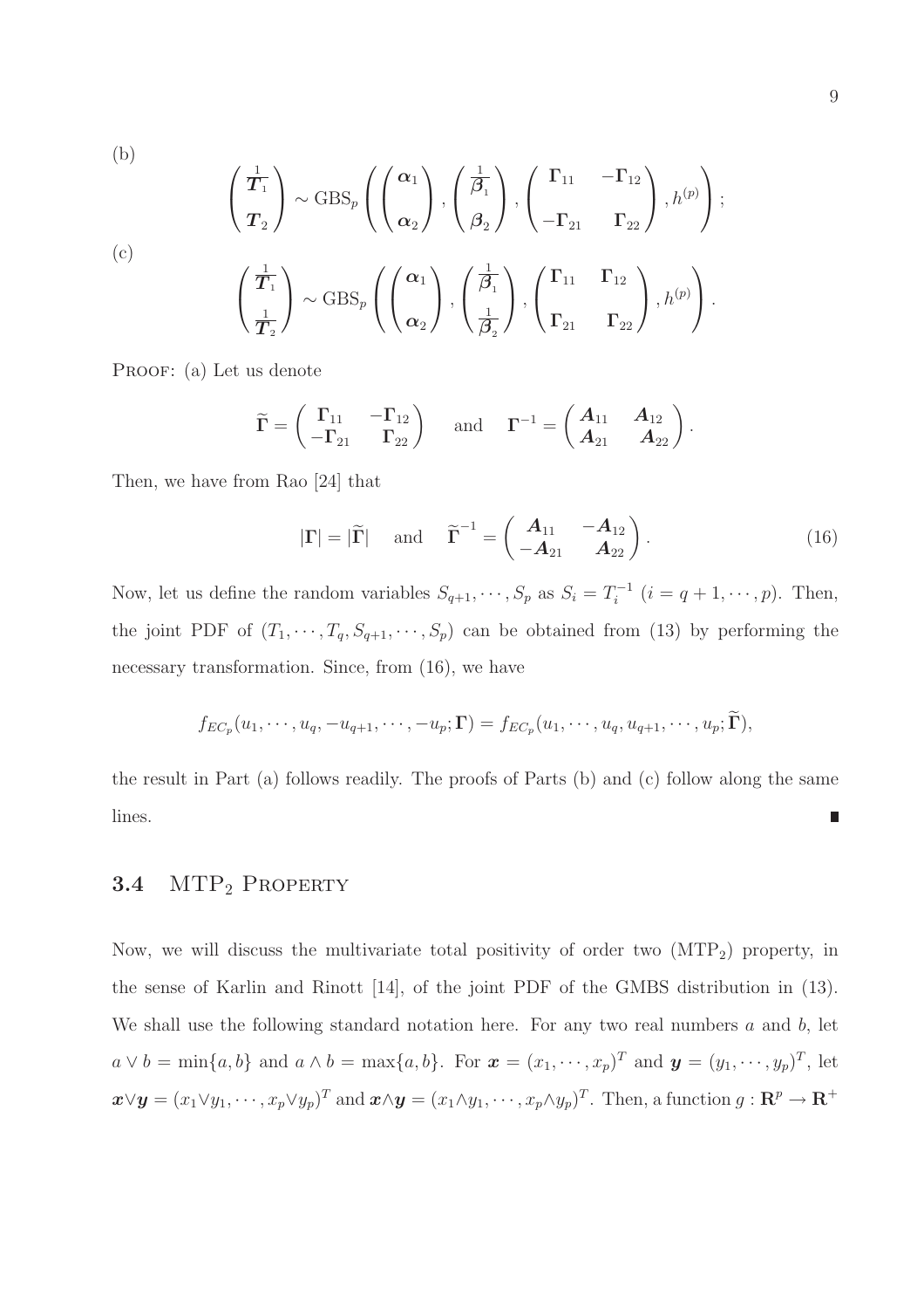(b)

$$\begin{pmatrix} \frac{1}{\boldsymbol{T}_1} \\ \boldsymbol{T}_2 \end{pmatrix} \sim \text{GBS}_p \left( \begin{pmatrix} \boldsymbol{\alpha}_1 \\ \boldsymbol{\alpha}_2 \end{pmatrix}, \begin{pmatrix} \frac{1}{\boldsymbol{\beta}_1} \\ \boldsymbol{\beta}_2 \end{pmatrix}, \begin{pmatrix} \boldsymbol{\Gamma}_{11} & -\boldsymbol{\Gamma}_{12} \\ -\boldsymbol{\Gamma}_{21} & \boldsymbol{\Gamma}_{22} \end{pmatrix}, h^{(p)} \right);$$

(c)

$$\begin{pmatrix} \frac{1}{\boldsymbol{T}_1} \\ \frac{1}{\boldsymbol{T}_2} \end{pmatrix} \sim \text{GBS}_p \left( \begin{pmatrix} \boldsymbol{\alpha}_1 \\ \boldsymbol{\alpha}_2 \end{pmatrix}, \begin{pmatrix} \frac{1}{\boldsymbol{\beta}_1} \\ \frac{1}{\boldsymbol{\beta}_2} \end{pmatrix}, \begin{pmatrix} \boldsymbol{\Gamma}_{11} & \boldsymbol{\Gamma}_{12} \\ \boldsymbol{\Gamma}_{21} & \boldsymbol{\Gamma}_{22} \end{pmatrix}, h^{(p)} \right).$$

Proof: (a) Let us denote

$$\widetilde{\boldsymbol{\Gamma}} = \begin{pmatrix} \boldsymbol{\Gamma}_{11} & -\boldsymbol{\Gamma}_{12} \\ -\boldsymbol{\Gamma}_{21} & \boldsymbol{\Gamma}_{22} \end{pmatrix} \quad \text{and} \quad \boldsymbol{\Gamma}^{-1} = \begin{pmatrix} \boldsymbol{A}_{11} & \boldsymbol{A}_{12} \\ \boldsymbol{A}_{21} & \boldsymbol{A}_{22} \end{pmatrix}.$$

Then, we have from Rao [24] that

$$|\boldsymbol{\Gamma}| = |\widetilde{\boldsymbol{\Gamma}}| \quad \text{and} \quad \widetilde{\boldsymbol{\Gamma}}^{-1} = \begin{pmatrix} \boldsymbol{A}_{11} & -\boldsymbol{A}_{12} \\ -\boldsymbol{A}_{21} & \boldsymbol{A}_{22} \end{pmatrix}. \tag{16}$$

Now, let us define the random variables $S_{q+1}, \cdots, S_p$ as $S_i = T_i^{-1}$ $(i = q+1, \cdots, p)$. Then, the joint PDF of $(T_1, \cdots, T_q, S_{q+1}, \cdots, S_p)$ can be obtained from (13) by performing the necessary transformation. Since, from (16), we have

$$f_{EC_p}(u_1, \cdots, u_q, -u_{q+1}, \cdots, -u_p; \boldsymbol{\Gamma}) = f_{EC_p}(u_1, \cdots, u_q, u_{q+1}, \cdots, u_p; \widetilde{\boldsymbol{\Gamma}}),$$

the result in Part (a) follows readily. The proofs of Parts (b) and (c) follow along the same lines. ∎

## 3.4 MTP$_2$ Property

Now, we will discuss the multivariate total positivity of order two (MTP$_2$) property, in the sense of Karlin and Rinott [14], of the joint PDF of the GMBS distribution in (13). We shall use the following standard notation here. For any two real numbers $a$ and $b$, let $a \vee b = \min\{a, b\}$ and $a \wedge b = \max\{a, b\}$. For $\boldsymbol{x} = (x_1, \cdots, x_p)^T$ and $\boldsymbol{y} = (y_1, \cdots, y_p)^T$, let $\boldsymbol{x} \vee \boldsymbol{y} = (x_1 \vee y_1, \cdots, x_p \vee y_p)^T$ and $\boldsymbol{x} \wedge \boldsymbol{y} = (x_1 \wedge y_1, \cdots, x_p \wedge y_p)^T$. Then, a function $g : \mathbf{R}^p \to \mathbf{R}^+$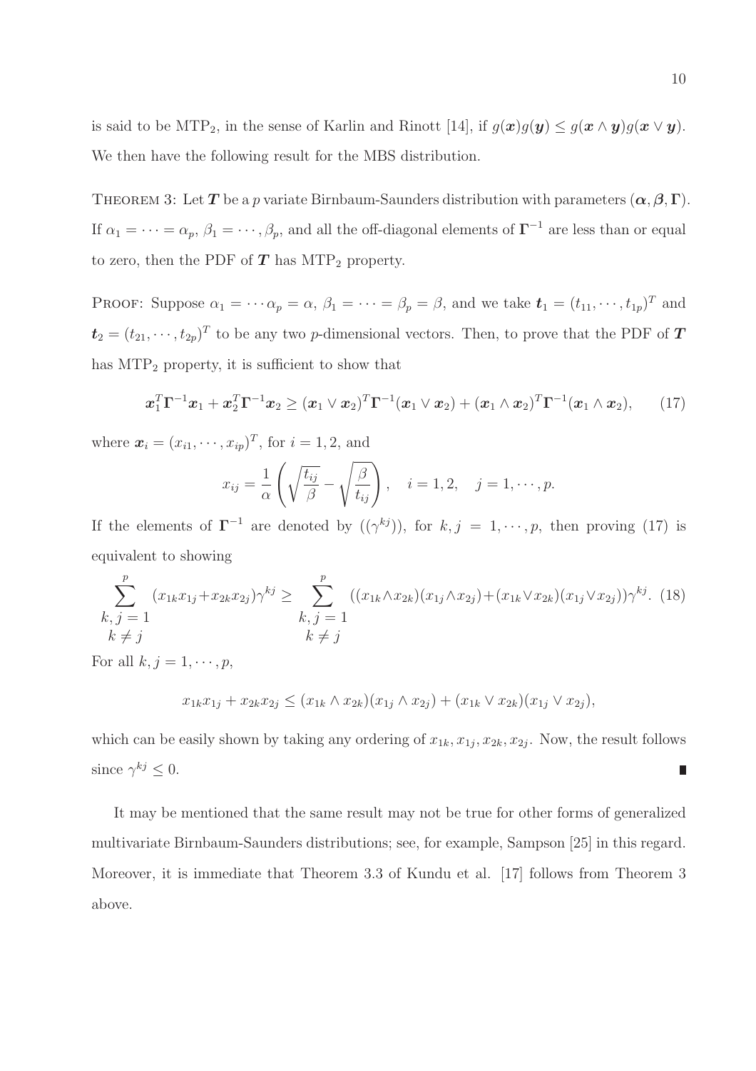is said to be $\text{MTP}_2$, in the sense of Karlin and Rinott [14], if $g(\boldsymbol{x})g(\boldsymbol{y}) \leq g(\boldsymbol{x} \wedge \boldsymbol{y})g(\boldsymbol{x} \vee \boldsymbol{y})$. We then have the following result for the MBS distribution.

THEOREM 3: Let $\boldsymbol{T}$ be a $p$ variate Birnbaum-Saunders distribution with parameters $(\boldsymbol{\alpha}, \boldsymbol{\beta}, \boldsymbol{\Gamma})$. If $\alpha_1 = \cdots = \alpha_p$, $\beta_1 = \cdots, \beta_p$, and all the off-diagonal elements of $\boldsymbol{\Gamma}^{-1}$ are less than or equal to zero, then the PDF of $\boldsymbol{T}$ has $\text{MTP}_2$ property.

PROOF: Suppose $\alpha_1 = \cdots \alpha_p = \alpha$, $\beta_1 = \cdots = \beta_p = \beta$, and we take $\boldsymbol{t}_1 = (t_{11}, \cdots, t_{1p})^T$ and $\boldsymbol{t}_2 = (t_{21}, \cdots, t_{2p})^T$ to be any two $p$-dimensional vectors. Then, to prove that the PDF of $\boldsymbol{T}$ has $\text{MTP}_2$ property, it is sufficient to show that

$$\boldsymbol{x}_1^T \boldsymbol{\Gamma}^{-1} \boldsymbol{x}_1 + \boldsymbol{x}_2^T \boldsymbol{\Gamma}^{-1} \boldsymbol{x}_2 \geq (\boldsymbol{x}_1 \vee \boldsymbol{x}_2)^T \boldsymbol{\Gamma}^{-1} (\boldsymbol{x}_1 \vee \boldsymbol{x}_2) + (\boldsymbol{x}_1 \wedge \boldsymbol{x}_2)^T \boldsymbol{\Gamma}^{-1} (\boldsymbol{x}_1 \wedge \boldsymbol{x}_2), \qquad (17)$$

where $\boldsymbol{x}_i = (x_{i1}, \cdots, x_{ip})^T$, for $i = 1, 2$, and

$$x_{ij} = \frac{1}{\alpha}\left(\sqrt{\frac{t_{ij}}{\beta}} - \sqrt{\frac{\beta}{t_{ij}}}\right), \quad i = 1, 2, \quad j = 1, \cdots, p.$$

If the elements of $\boldsymbol{\Gamma}^{-1}$ are denoted by $((\gamma^{kj}))$, for $k, j = 1, \cdots, p$, then proving (17) is equivalent to showing

$$\sum_{\substack{k,j=1 \\ k \neq j}}^{p} (x_{1k}x_{1j} + x_{2k}x_{2j})\gamma^{kj} \geq \sum_{\substack{k,j=1 \\ k \neq j}}^{p} ((x_{1k} \wedge x_{2k})(x_{1j} \wedge x_{2j}) + (x_{1k} \vee x_{2k})(x_{1j} \vee x_{2j}))\gamma^{kj}. \quad (18)$$

For all $k, j = 1, \cdots, p$,

$$x_{1k}x_{1j} + x_{2k}x_{2j} \leq (x_{1k} \wedge x_{2k})(x_{1j} \wedge x_{2j}) + (x_{1k} \vee x_{2k})(x_{1j} \vee x_{2j}),$$

which can be easily shown by taking any ordering of $x_{1k}, x_{1j}, x_{2k}, x_{2j}$. Now, the result follows since $\gamma^{kj} \leq 0$. ∎

It may be mentioned that the same result may not be true for other forms of generalized multivariate Birnbaum-Saunders distributions; see, for example, Sampson [25] in this regard. Moreover, it is immediate that Theorem 3.3 of Kundu et al. [17] follows from Theorem 3 above.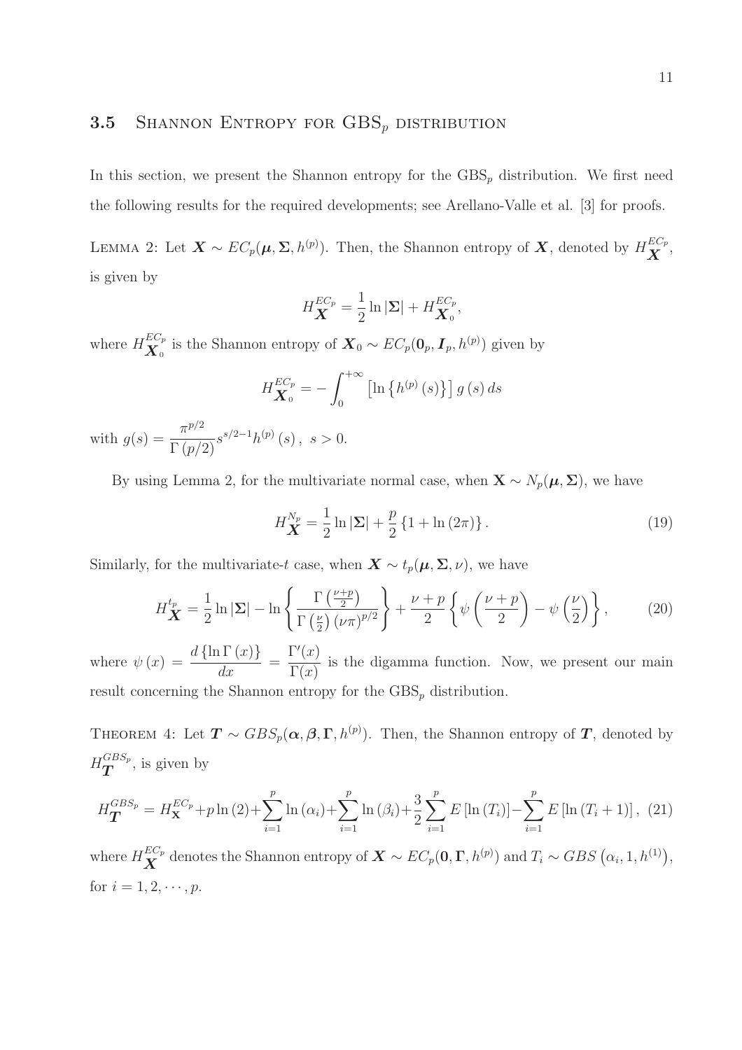### 3.5 Shannon Entropy for $\mathrm{GBS}_p$ distribution

In this section, we present the Shannon entropy for the $\mathrm{GBS}_p$ distribution. We first need the following results for the required developments; see Arellano-Valle et al. [3] for proofs.

Lemma 2: Let $\boldsymbol{X} \sim EC_p(\boldsymbol{\mu}, \boldsymbol{\Sigma}, h^{(p)})$. Then, the Shannon entropy of $\boldsymbol{X}$, denoted by $H_{\boldsymbol{X}}^{EC_p}$, is given by

$$H_{\boldsymbol{X}}^{EC_p} = \frac{1}{2}\ln|\boldsymbol{\Sigma}| + H_{\boldsymbol{X}_0}^{EC_p},$$

where $H_{\boldsymbol{X}_0}^{EC_p}$ is the Shannon entropy of $\boldsymbol{X}_0 \sim EC_p(\boldsymbol{0}_p, \boldsymbol{I}_p, h^{(p)})$ given by

$$H_{\boldsymbol{X}_0}^{EC_p} = -\int_0^{+\infty} \left[\ln\left\{h^{(p)}(s)\right\}\right] g(s)\, ds$$

with $g(s) = \dfrac{\pi^{p/2}}{\Gamma(p/2)} s^{s/2-1} h^{(p)}(s)\,,\ s > 0.$

By using Lemma 2, for the multivariate normal case, when $\mathbf{X} \sim N_p(\boldsymbol{\mu}, \boldsymbol{\Sigma})$, we have

$$H_{\boldsymbol{X}}^{N_p} = \frac{1}{2}\ln|\boldsymbol{\Sigma}| + \frac{p}{2}\left\{1 + \ln(2\pi)\right\}. \tag{19}$$

Similarly, for the multivariate-$t$ case, when $\boldsymbol{X} \sim t_p(\boldsymbol{\mu}, \boldsymbol{\Sigma}, \nu)$, we have

$$H_{\boldsymbol{X}}^{t_p} = \frac{1}{2}\ln|\boldsymbol{\Sigma}| - \ln\left\{\frac{\Gamma\left(\frac{\nu+p}{2}\right)}{\Gamma\left(\frac{\nu}{2}\right)(\nu\pi)^{p/2}}\right\} + \frac{\nu+p}{2}\left\{\psi\left(\frac{\nu+p}{2}\right) - \psi\left(\frac{\nu}{2}\right)\right\}, \tag{20}$$

where $\psi(x) = \dfrac{d\{\ln\Gamma(x)\}}{dx} = \dfrac{\Gamma'(x)}{\Gamma(x)}$ is the digamma function. Now, we present our main result concerning the Shannon entropy for the $\mathrm{GBS}_p$ distribution.

Theorem 4: Let $\boldsymbol{T} \sim GBS_p(\boldsymbol{\alpha}, \boldsymbol{\beta}, \boldsymbol{\Gamma}, h^{(p)})$. Then, the Shannon entropy of $\boldsymbol{T}$, denoted by $H_{\boldsymbol{T}}^{GBS_p}$, is given by

$$H_{\boldsymbol{T}}^{GBS_p} = H_{\mathbf{X}}^{EC_p} + p\ln(2) + \sum_{i=1}^{p}\ln(\alpha_i) + \sum_{i=1}^{p}\ln(\beta_i) + \frac{3}{2}\sum_{i=1}^{p} E\left[\ln(T_i)\right] - \sum_{i=1}^{p} E\left[\ln(T_i+1)\right], \tag{21}$$

where $H_{\boldsymbol{X}}^{EC_p}$ denotes the Shannon entropy of $\boldsymbol{X} \sim EC_p(\boldsymbol{0}, \boldsymbol{\Gamma}, h^{(p)})$ and $T_i \sim GBS\left(\alpha_i, 1, h^{(1)}\right)$, for $i = 1, 2, \cdots, p$.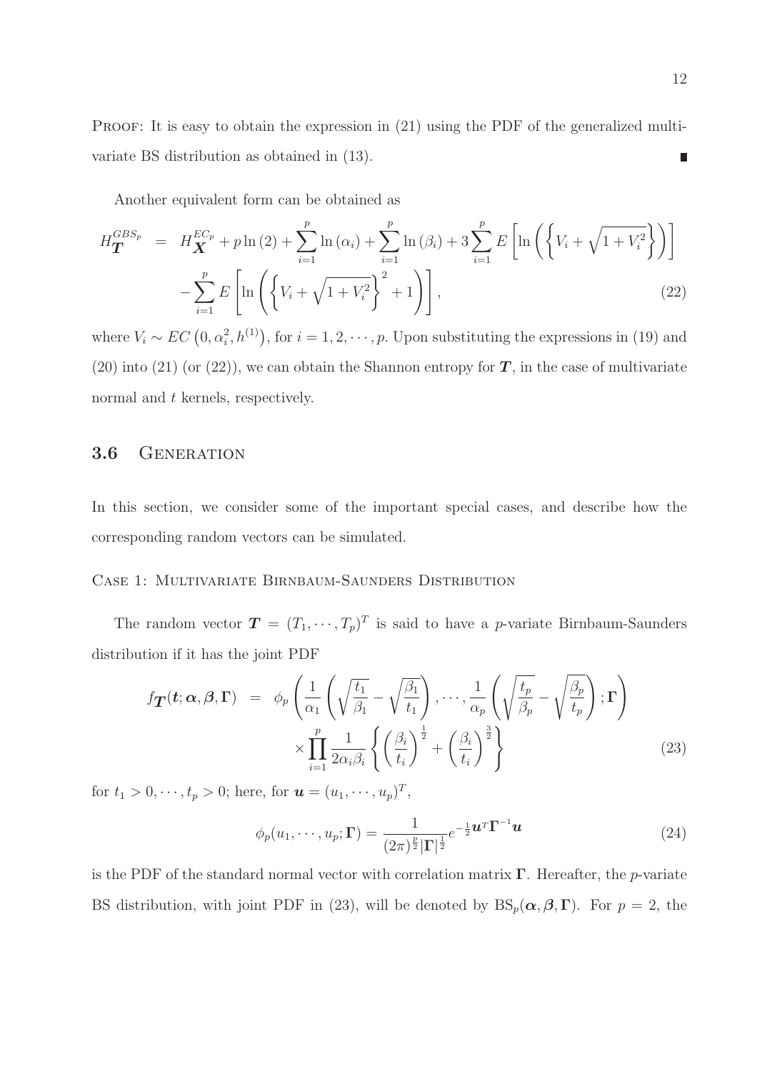PROOF: It is easy to obtain the expression in (21) using the PDF of the generalized multivariate BS distribution as obtained in (13). ∎

Another equivalent form can be obtained as

$$
\begin{aligned}
H_{\boldsymbol{T}}^{GBS_p} &= H_{\boldsymbol{X}}^{EC_p} + p\ln(2) + \sum_{i=1}^{p}\ln(\alpha_i) + \sum_{i=1}^{p}\ln(\beta_i) + 3\sum_{i=1}^{p}E\left[\ln\left(\left\{V_i + \sqrt{1+V_i^2}\right\}\right)\right] \\
&\quad - \sum_{i=1}^{p}E\left[\ln\left(\left\{V_i + \sqrt{1+V_i^2}\right\}^2 + 1\right)\right], \qquad (22)
\end{aligned}
$$

where $V_i \sim EC\left(0, \alpha_i^2, h^{(1)}\right)$, for $i = 1, 2, \cdots, p$. Upon substituting the expressions in (19) and (20) into (21) (or (22)), we can obtain the Shannon entropy for $\boldsymbol{T}$, in the case of multivariate normal and $t$ kernels, respectively.

### 3.6 GENERATION

In this section, we consider some of the important special cases, and describe how the corresponding random vectors can be simulated.

CASE 1: MULTIVARIATE BIRNBAUM-SAUNDERS DISTRIBUTION

The random vector $\boldsymbol{T} = (T_1, \cdots, T_p)^T$ is said to have a $p$-variate Birnbaum-Saunders distribution if it has the joint PDF

$$
\begin{aligned}
f_{\boldsymbol{T}}(\boldsymbol{t}; \boldsymbol{\alpha}, \boldsymbol{\beta}, \boldsymbol{\Gamma}) &= \phi_p\left(\frac{1}{\alpha_1}\left(\sqrt{\frac{t_1}{\beta_1}} - \sqrt{\frac{\beta_1}{t_1}}\right), \cdots, \frac{1}{\alpha_p}\left(\sqrt{\frac{t_p}{\beta_p}} - \sqrt{\frac{\beta_p}{t_p}}\right); \boldsymbol{\Gamma}\right) \\
&\quad \times \prod_{i=1}^{p}\frac{1}{2\alpha_i\beta_i}\left\{\left(\frac{\beta_i}{t_i}\right)^{\frac{1}{2}} + \left(\frac{\beta_i}{t_i}\right)^{\frac{3}{2}}\right\} \qquad (23)
\end{aligned}
$$

for $t_1 > 0, \cdots, t_p > 0$; here, for $\boldsymbol{u} = (u_1, \cdots, u_p)^T$,

$$
\phi_p(u_1, \cdots, u_p; \boldsymbol{\Gamma}) = \frac{1}{(2\pi)^{\frac{p}{2}}|\boldsymbol{\Gamma}|^{\frac{1}{2}}}e^{-\frac{1}{2}\boldsymbol{u}^T\boldsymbol{\Gamma}^{-1}\boldsymbol{u}} \qquad (24)
$$

is the PDF of the standard normal vector with correlation matrix $\boldsymbol{\Gamma}$. Hereafter, the $p$-variate BS distribution, with joint PDF in (23), will be denoted by $\mathrm{BS}_p(\boldsymbol{\alpha}, \boldsymbol{\beta}, \boldsymbol{\Gamma})$. For $p = 2$, the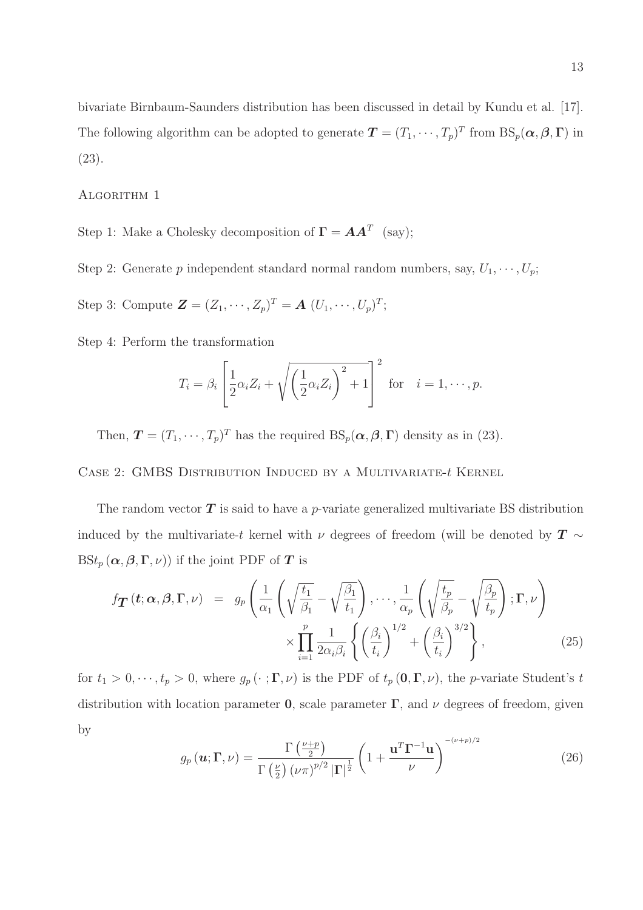bivariate Birnbaum-Saunders distribution has been discussed in detail by Kundu et al. [17]. The following algorithm can be adopted to generate $\boldsymbol{T} = (T_1, \cdots, T_p)^T$ from $\text{BS}_p(\boldsymbol{\alpha}, \boldsymbol{\beta}, \boldsymbol{\Gamma})$ in (23).

Algorithm 1

Step 1: Make a Cholesky decomposition of $\boldsymbol{\Gamma} = \boldsymbol{A}\boldsymbol{A}^T$ (say);

Step 2: Generate $p$ independent standard normal random numbers, say, $U_1, \cdots, U_p$;

Step 3: Compute $\boldsymbol{Z} = (Z_1, \cdots, Z_p)^T = \boldsymbol{A}\ (U_1, \cdots, U_p)^T$;

Step 4: Perform the transformation

$$T_i = \beta_i \left[ \frac{1}{2}\alpha_i Z_i + \sqrt{\left(\frac{1}{2}\alpha_i Z_i\right)^2 + 1} \right]^2 \quad \text{for} \quad i = 1, \cdots, p.$$

Then, $\boldsymbol{T} = (T_1, \cdots, T_p)^T$ has the required $\text{BS}_p(\boldsymbol{\alpha}, \boldsymbol{\beta}, \boldsymbol{\Gamma})$ density as in (23).

Case 2: GMBS Distribution Induced by a Multivariate-$t$ Kernel

The random vector $\boldsymbol{T}$ is said to have a $p$-variate generalized multivariate BS distribution induced by the multivariate-$t$ kernel with $\nu$ degrees of freedom (will be denoted by $\boldsymbol{T} \sim \text{BS}t_p(\boldsymbol{\alpha}, \boldsymbol{\beta}, \boldsymbol{\Gamma}, \nu)$) if the joint PDF of $\boldsymbol{T}$ is

$$\begin{aligned} f_{\boldsymbol{T}}(\boldsymbol{t}; \boldsymbol{\alpha}, \boldsymbol{\beta}, \boldsymbol{\Gamma}, \nu) &= g_p\left( \frac{1}{\alpha_1}\left(\sqrt{\frac{t_1}{\beta_1}} - \sqrt{\frac{\beta_1}{t_1}}\right), \cdots, \frac{1}{\alpha_p}\left(\sqrt{\frac{t_p}{\beta_p}} - \sqrt{\frac{\beta_p}{t_p}}\right); \boldsymbol{\Gamma}, \nu \right) \\ &\quad \times \prod_{i=1}^{p} \frac{1}{2\alpha_i\beta_i}\left\{ \left(\frac{\beta_i}{t_i}\right)^{1/2} + \left(\frac{\beta_i}{t_i}\right)^{3/2} \right\}, \end{aligned} \tag{25}$$

for $t_1 > 0, \cdots, t_p > 0$, where $g_p(\cdot\,; \boldsymbol{\Gamma}, \nu)$ is the PDF of $t_p(\boldsymbol{0}, \boldsymbol{\Gamma}, \nu)$, the $p$-variate Student's $t$ distribution with location parameter $\boldsymbol{0}$, scale parameter $\boldsymbol{\Gamma}$, and $\nu$ degrees of freedom, given by

$$g_p(\boldsymbol{u}; \boldsymbol{\Gamma}, \nu) = \frac{\Gamma\left(\frac{\nu+p}{2}\right)}{\Gamma\left(\frac{\nu}{2}\right)(\nu\pi)^{p/2}|\boldsymbol{\Gamma}|^{\frac{1}{2}}} \left(1 + \frac{\mathbf{u}^T\boldsymbol{\Gamma}^{-1}\mathbf{u}}{\nu}\right)^{-(\nu+p)/2} \tag{26}$$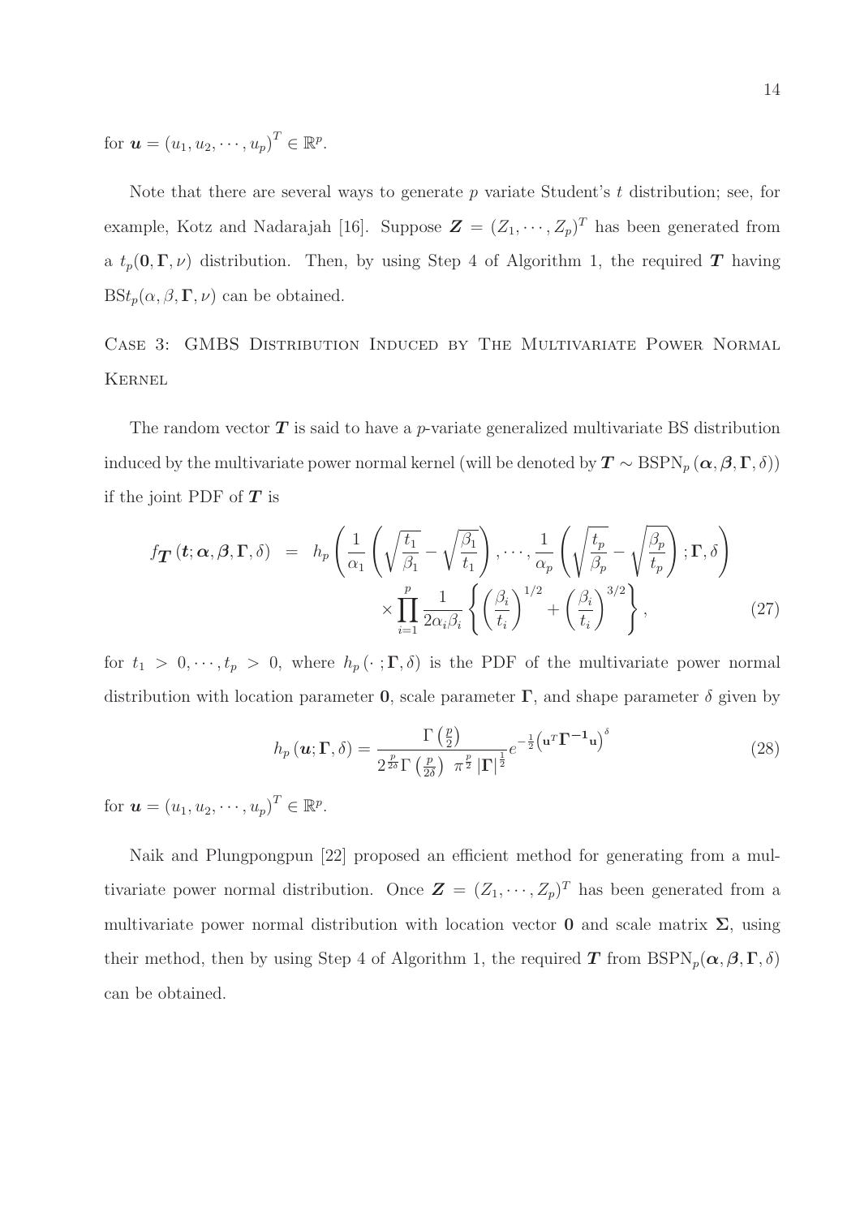for $\boldsymbol{u} = (u_1, u_2, \cdots, u_p)^T \in \mathbb{R}^p$.

Note that there are several ways to generate $p$ variate Student's $t$ distribution; see, for example, Kotz and Nadarajah [16]. Suppose $\boldsymbol{Z} = (Z_1, \cdots, Z_p)^T$ has been generated from a $t_p(\mathbf{0}, \boldsymbol{\Gamma}, \nu)$ distribution. Then, by using Step 4 of Algorithm 1, the required $\boldsymbol{T}$ having $\mathrm{BS}t_p(\alpha, \beta, \boldsymbol{\Gamma}, \nu)$ can be obtained.

### Case 3: GMBS Distribution Induced by The Multivariate Power Normal Kernel

The random vector $\boldsymbol{T}$ is said to have a $p$-variate generalized multivariate BS distribution induced by the multivariate power normal kernel (will be denoted by $\boldsymbol{T} \sim \mathrm{BSPN}_p(\boldsymbol{\alpha}, \boldsymbol{\beta}, \boldsymbol{\Gamma}, \delta)$) if the joint PDF of $\boldsymbol{T}$ is

$$
\begin{aligned}
f_{\boldsymbol{T}}(\boldsymbol{t}; \boldsymbol{\alpha}, \boldsymbol{\beta}, \boldsymbol{\Gamma}, \delta) \;&=\; h_p\left(\frac{1}{\alpha_1}\left(\sqrt{\frac{t_1}{\beta_1}} - \sqrt{\frac{\beta_1}{t_1}}\right), \cdots, \frac{1}{\alpha_p}\left(\sqrt{\frac{t_p}{\beta_p}} - \sqrt{\frac{\beta_p}{t_p}}\right); \boldsymbol{\Gamma}, \delta\right) \\
&\quad \times \prod_{i=1}^{p} \frac{1}{2\alpha_i\beta_i}\left\{\left(\frac{\beta_i}{t_i}\right)^{1/2} + \left(\frac{\beta_i}{t_i}\right)^{3/2}\right\}, \qquad (27)
\end{aligned}
$$

for $t_1 > 0, \cdots, t_p > 0$, where $h_p(\cdot\,; \boldsymbol{\Gamma}, \delta)$ is the PDF of the multivariate power normal distribution with location parameter $\mathbf{0}$, scale parameter $\boldsymbol{\Gamma}$, and shape parameter $\delta$ given by

$$
h_p(\boldsymbol{u}; \boldsymbol{\Gamma}, \delta) = \frac{\Gamma\left(\frac{p}{2}\right)}{2^{\frac{p}{2\delta}}\Gamma\left(\frac{p}{2\delta}\right)\;\pi^{\frac{p}{2}}\,|\boldsymbol{\Gamma}|^{\frac{1}{2}}} e^{-\frac{1}{2}\left(\mathbf{u}^T\boldsymbol{\Gamma}^{-1}\mathbf{u}\right)^{\delta}} \qquad (28)
$$

for $\boldsymbol{u} = (u_1, u_2, \cdots, u_p)^T \in \mathbb{R}^p$.

Naik and Plungpongpun [22] proposed an efficient method for generating from a multivariate power normal distribution. Once $\boldsymbol{Z} = (Z_1, \cdots, Z_p)^T$ has been generated from a multivariate power normal distribution with location vector $\mathbf{0}$ and scale matrix $\boldsymbol{\Sigma}$, using their method, then by using Step 4 of Algorithm 1, the required $\boldsymbol{T}$ from $\mathrm{BSPN}_p(\boldsymbol{\alpha}, \boldsymbol{\beta}, \boldsymbol{\Gamma}, \delta)$ can be obtained.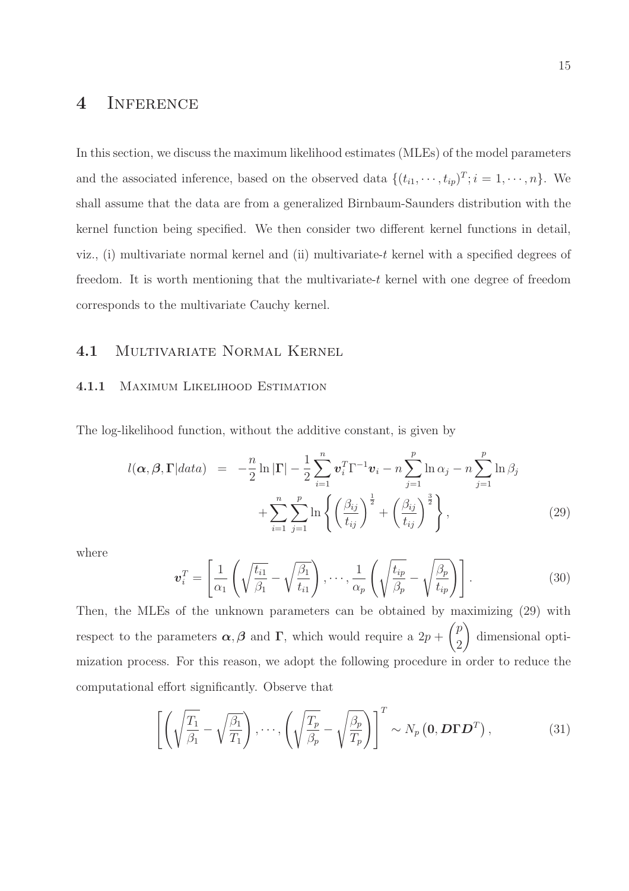# 4 Inference

In this section, we discuss the maximum likelihood estimates (MLEs) of the model parameters and the associated inference, based on the observed data $\{(t_{i1}, \cdots, t_{ip})^T; i = 1, \cdots, n\}$. We shall assume that the data are from a generalized Birnbaum-Saunders distribution with the kernel function being specified. We then consider two different kernel functions in detail, viz., (i) multivariate normal kernel and (ii) multivariate-$t$ kernel with a specified degrees of freedom. It is worth mentioning that the multivariate-$t$ kernel with one degree of freedom corresponds to the multivariate Cauchy kernel.

## 4.1 Multivariate Normal Kernel

### 4.1.1 Maximum Likelihood Estimation

The log-likelihood function, without the additive constant, is given by

$$l(\boldsymbol{\alpha}, \boldsymbol{\beta}, \boldsymbol{\Gamma}|data) = -\frac{n}{2}\ln|\boldsymbol{\Gamma}| - \frac{1}{2}\sum_{i=1}^{n}\boldsymbol{v}_i^T\Gamma^{-1}\boldsymbol{v}_i - n\sum_{j=1}^{p}\ln\alpha_j - n\sum_{j=1}^{p}\ln\beta_j + \sum_{i=1}^{n}\sum_{j=1}^{p}\ln\left\{\left(\frac{\beta_{ij}}{t_{ij}}\right)^{\frac{1}{2}} + \left(\frac{\beta_{ij}}{t_{ij}}\right)^{\frac{3}{2}}\right\}, \tag{29}$$

where

$$\boldsymbol{v}_i^T = \left[\frac{1}{\alpha_1}\left(\sqrt{\frac{t_{i1}}{\beta_1}} - \sqrt{\frac{\beta_1}{t_{i1}}}\right), \cdots, \frac{1}{\alpha_p}\left(\sqrt{\frac{t_{ip}}{\beta_p}} - \sqrt{\frac{\beta_p}{t_{ip}}}\right)\right]. \tag{30}$$

Then, the MLEs of the unknown parameters can be obtained by maximizing (29) with respect to the parameters $\boldsymbol{\alpha}, \boldsymbol{\beta}$ and $\boldsymbol{\Gamma}$, which would require a $2p + \binom{p}{2}$ dimensional optimization process. For this reason, we adopt the following procedure in order to reduce the computational effort significantly. Observe that

$$\left[\left(\sqrt{\frac{T_1}{\beta_1}} - \sqrt{\frac{\beta_1}{T_1}}\right), \cdots, \left(\sqrt{\frac{T_p}{\beta_p}} - \sqrt{\frac{\beta_p}{T_p}}\right)\right]^T \sim N_p\left(\mathbf{0}, \boldsymbol{D}\boldsymbol{\Gamma}\boldsymbol{D}^T\right), \tag{31}$$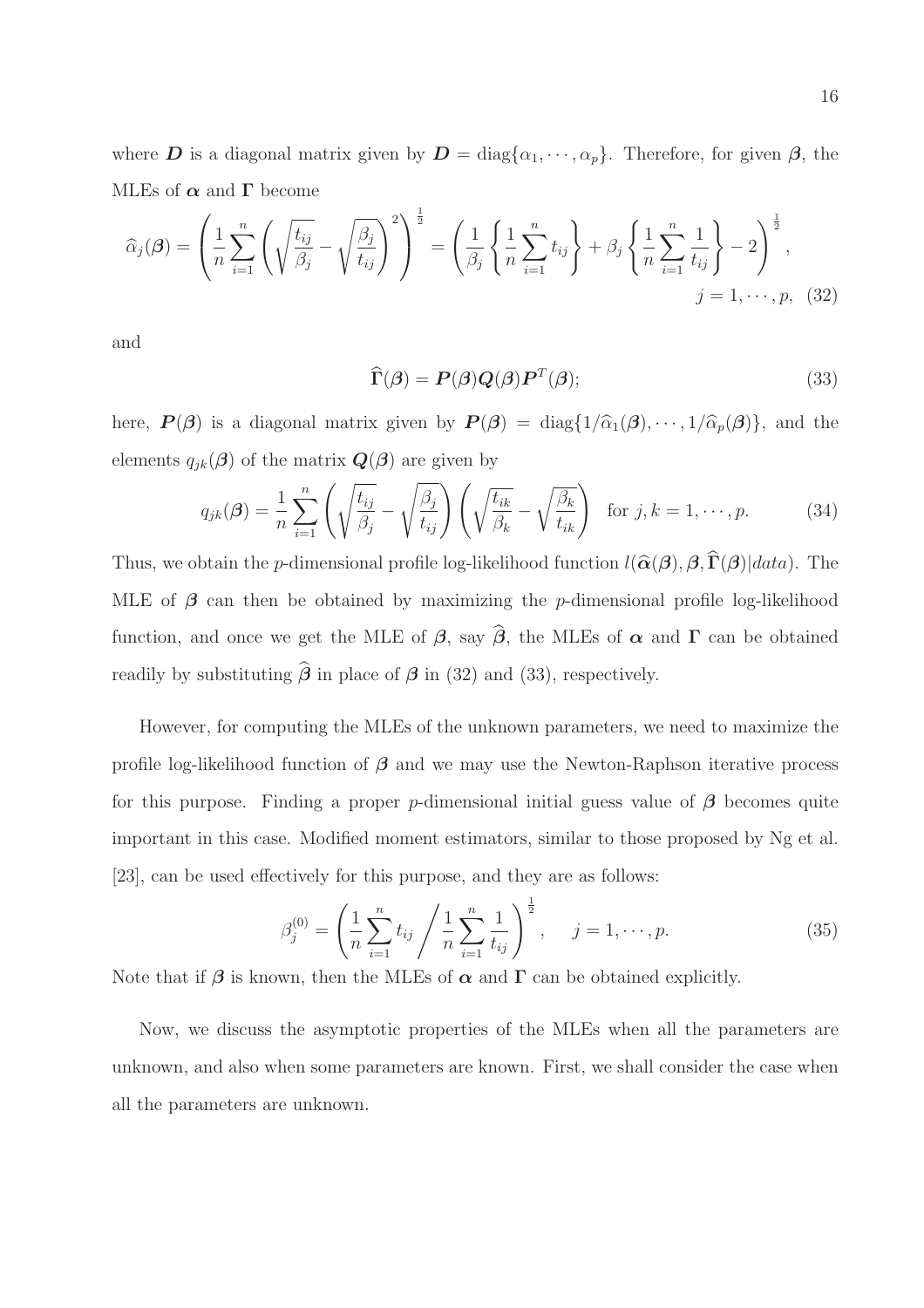where $\boldsymbol{D}$ is a diagonal matrix given by $\boldsymbol{D} = \text{diag}\{\alpha_1, \cdots, \alpha_p\}$. Therefore, for given $\boldsymbol{\beta}$, the MLEs of $\boldsymbol{\alpha}$ and $\boldsymbol{\Gamma}$ become

$$\widehat{\alpha}_j(\boldsymbol{\beta}) = \left( \frac{1}{n} \sum_{i=1}^{n} \left( \sqrt{\frac{t_{ij}}{\beta_j}} - \sqrt{\frac{\beta_j}{t_{ij}}} \right)^2 \right)^{\frac{1}{2}} = \left( \frac{1}{\beta_j} \left\{ \frac{1}{n} \sum_{i=1}^{n} t_{ij} \right\} + \beta_j \left\{ \frac{1}{n} \sum_{i=1}^{n} \frac{1}{t_{ij}} \right\} - 2 \right)^{\frac{1}{2}}, \quad j = 1, \cdots, p, \tag{32}$$

and

$$\widehat{\boldsymbol{\Gamma}}(\boldsymbol{\beta}) = \boldsymbol{P}(\boldsymbol{\beta}) \boldsymbol{Q}(\boldsymbol{\beta}) \boldsymbol{P}^T(\boldsymbol{\beta}); \tag{33}$$

here, $\boldsymbol{P}(\boldsymbol{\beta})$ is a diagonal matrix given by $\boldsymbol{P}(\boldsymbol{\beta}) = \text{diag}\{1/\widehat{\alpha}_1(\boldsymbol{\beta}), \cdots, 1/\widehat{\alpha}_p(\boldsymbol{\beta})\}$, and the elements $q_{jk}(\boldsymbol{\beta})$ of the matrix $\boldsymbol{Q}(\boldsymbol{\beta})$ are given by

$$q_{jk}(\boldsymbol{\beta}) = \frac{1}{n} \sum_{i=1}^{n} \left( \sqrt{\frac{t_{ij}}{\beta_j}} - \sqrt{\frac{\beta_j}{t_{ij}}} \right) \left( \sqrt{\frac{t_{ik}}{\beta_k}} - \sqrt{\frac{\beta_k}{t_{ik}}} \right) \quad \text{for } j, k = 1, \cdots, p. \tag{34}$$

Thus, we obtain the $p$-dimensional profile log-likelihood function $l(\widehat{\boldsymbol{\alpha}}(\boldsymbol{\beta}), \boldsymbol{\beta}, \widehat{\boldsymbol{\Gamma}}(\boldsymbol{\beta})|data)$. The MLE of $\boldsymbol{\beta}$ can then be obtained by maximizing the $p$-dimensional profile log-likelihood function, and once we get the MLE of $\boldsymbol{\beta}$, say $\widehat{\boldsymbol{\beta}}$, the MLEs of $\boldsymbol{\alpha}$ and $\boldsymbol{\Gamma}$ can be obtained readily by substituting $\widehat{\boldsymbol{\beta}}$ in place of $\boldsymbol{\beta}$ in (32) and (33), respectively.

However, for computing the MLEs of the unknown parameters, we need to maximize the profile log-likelihood function of $\boldsymbol{\beta}$ and we may use the Newton-Raphson iterative process for this purpose. Finding a proper $p$-dimensional initial guess value of $\boldsymbol{\beta}$ becomes quite important in this case. Modified moment estimators, similar to those proposed by Ng et al. [23], can be used effectively for this purpose, and they are as follows:

$$\beta_j^{(0)} = \left( \frac{1}{n} \sum_{i=1}^{n} t_{ij} \bigg/ \frac{1}{n} \sum_{i=1}^{n} \frac{1}{t_{ij}} \right)^{\frac{1}{2}}, \quad j = 1, \cdots, p. \tag{35}$$

Note that if $\boldsymbol{\beta}$ is known, then the MLEs of $\boldsymbol{\alpha}$ and $\boldsymbol{\Gamma}$ can be obtained explicitly.

Now, we discuss the asymptotic properties of the MLEs when all the parameters are unknown, and also when some parameters are known. First, we shall consider the case when all the parameters are unknown.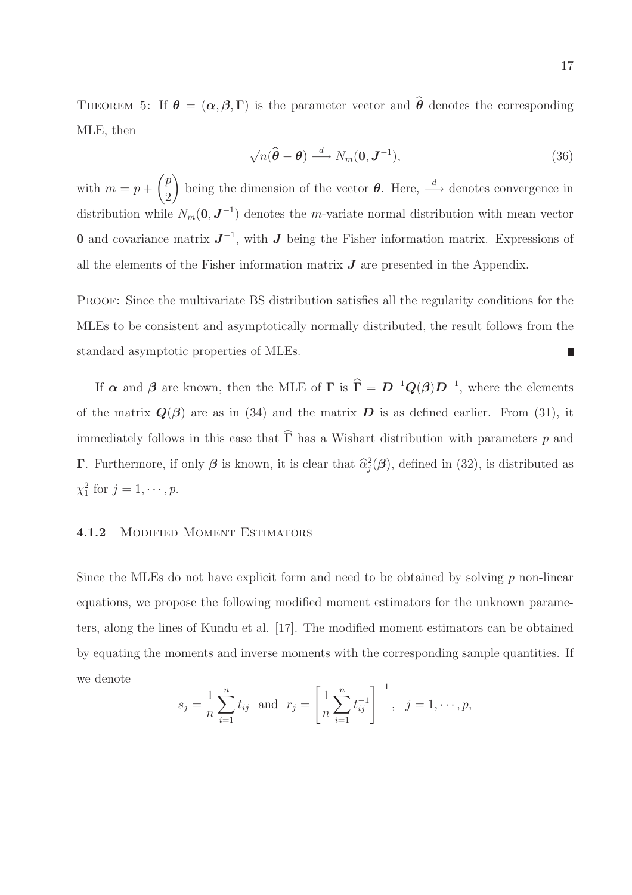Theorem 5: If $\boldsymbol{\theta} = (\boldsymbol{\alpha}, \boldsymbol{\beta}, \boldsymbol{\Gamma})$ is the parameter vector and $\widehat{\boldsymbol{\theta}}$ denotes the corresponding MLE, then

$$\sqrt{n}(\widehat{\boldsymbol{\theta}} - \boldsymbol{\theta}) \xrightarrow{d} N_m(\mathbf{0}, \boldsymbol{J}^{-1}), \tag{36}$$

with $m = p + \binom{p}{2}$ being the dimension of the vector $\boldsymbol{\theta}$. Here, $\xrightarrow{d}$ denotes convergence in distribution while $N_m(\mathbf{0}, \boldsymbol{J}^{-1})$ denotes the $m$-variate normal distribution with mean vector $\mathbf{0}$ and covariance matrix $\boldsymbol{J}^{-1}$, with $\boldsymbol{J}$ being the Fisher information matrix. Expressions of all the elements of the Fisher information matrix $\boldsymbol{J}$ are presented in the Appendix.

Proof: Since the multivariate BS distribution satisfies all the regularity conditions for the MLEs to be consistent and asymptotically normally distributed, the result follows from the standard asymptotic properties of MLEs. ∎

If $\boldsymbol{\alpha}$ and $\boldsymbol{\beta}$ are known, then the MLE of $\boldsymbol{\Gamma}$ is $\widehat{\boldsymbol{\Gamma}} = \boldsymbol{D}^{-1}\boldsymbol{Q}(\boldsymbol{\beta})\boldsymbol{D}^{-1}$, where the elements of the matrix $\boldsymbol{Q}(\boldsymbol{\beta})$ are as in (34) and the matrix $\boldsymbol{D}$ is as defined earlier. From (31), it immediately follows in this case that $\widehat{\boldsymbol{\Gamma}}$ has a Wishart distribution with parameters $p$ and $\boldsymbol{\Gamma}$. Furthermore, if only $\boldsymbol{\beta}$ is known, it is clear that $\widehat{\alpha}_j^2(\boldsymbol{\beta})$, defined in (32), is distributed as $\chi_1^2$ for $j = 1, \cdots, p$.

#### 4.1.2 Modified Moment Estimators

Since the MLEs do not have explicit form and need to be obtained by solving $p$ non-linear equations, we propose the following modified moment estimators for the unknown parameters, along the lines of Kundu et al. [17]. The modified moment estimators can be obtained by equating the moments and inverse moments with the corresponding sample quantities. If we denote

$$s_j = \frac{1}{n}\sum_{i=1}^{n} t_{ij} \quad \text{and} \quad r_j = \left[\frac{1}{n}\sum_{i=1}^{n} t_{ij}^{-1}\right]^{-1}, \quad j = 1, \cdots, p,$$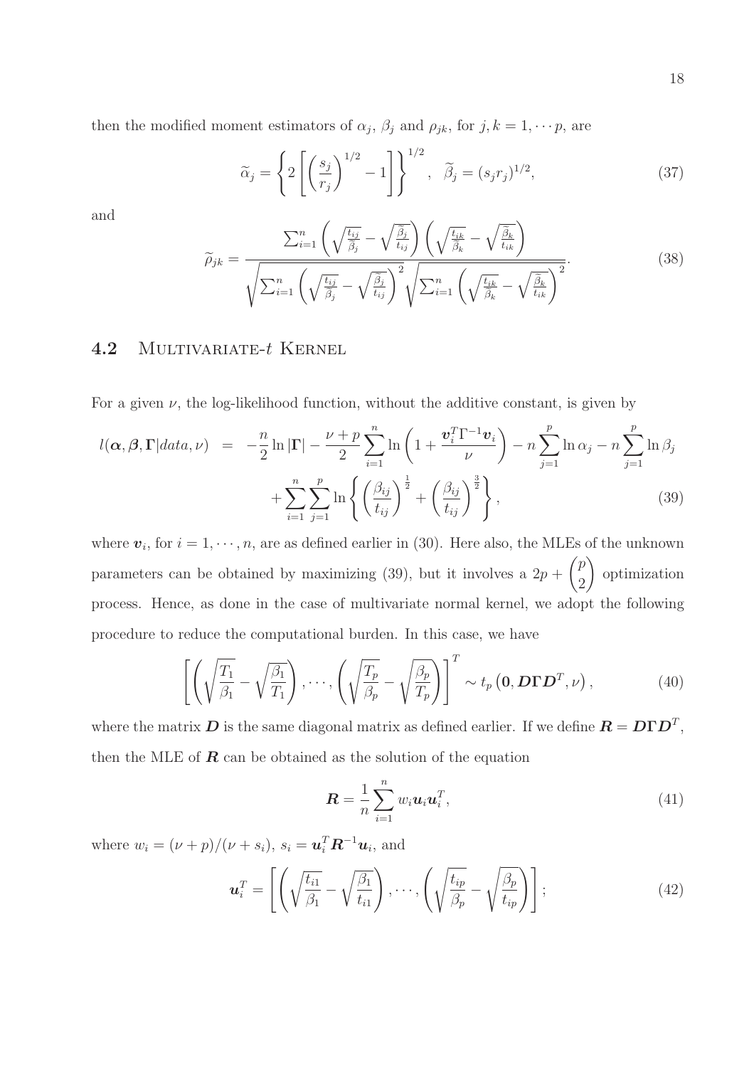then the modified moment estimators of $\alpha_j$, $\beta_j$ and $\rho_{jk}$, for $j, k = 1, \cdots p$, are

$$\widetilde{\alpha}_j = \left\{ 2 \left[ \left( \frac{s_j}{r_j} \right)^{1/2} - 1 \right] \right\}^{1/2}, \quad \widetilde{\beta}_j = (s_j r_j)^{1/2}, \tag{37}$$

and

$$\widetilde{\rho}_{jk} = \frac{\sum_{i=1}^{n} \left( \sqrt{\frac{t_{ij}}{\widetilde{\beta}_j}} - \sqrt{\frac{\widetilde{\beta}_j}{t_{ij}}} \right) \left( \sqrt{\frac{t_{ik}}{\widetilde{\beta}_k}} - \sqrt{\frac{\widetilde{\beta}_k}{t_{ik}}} \right)}{\sqrt{\sum_{i=1}^{n} \left( \sqrt{\frac{t_{ij}}{\widetilde{\beta}_j}} - \sqrt{\frac{\widetilde{\beta}_j}{t_{ij}}} \right)^2} \sqrt{\sum_{i=1}^{n} \left( \sqrt{\frac{t_{ik}}{\widetilde{\beta}_k}} - \sqrt{\frac{\widetilde{\beta}_k}{t_{ik}}} \right)^2}}. \tag{38}$$

## 4.2 Multivariate-$t$ Kernel

For a given $\nu$, the log-likelihood function, without the additive constant, is given by

$$\begin{aligned} l(\boldsymbol{\alpha}, \boldsymbol{\beta}, \boldsymbol{\Gamma} | data, \nu) &= -\frac{n}{2} \ln |\boldsymbol{\Gamma}| - \frac{\nu + p}{2} \sum_{i=1}^{n} \ln \left( 1 + \frac{\boldsymbol{v}_i^T \Gamma^{-1} \boldsymbol{v}_i}{\nu} \right) - n \sum_{j=1}^{p} \ln \alpha_j - n \sum_{j=1}^{p} \ln \beta_j \\ &\quad + \sum_{i=1}^{n} \sum_{j=1}^{p} \ln \left\{ \left( \frac{\beta_{ij}}{t_{ij}} \right)^{\frac{1}{2}} + \left( \frac{\beta_{ij}}{t_{ij}} \right)^{\frac{3}{2}} \right\}, \end{aligned} \tag{39}$$

where $\boldsymbol{v}_i$, for $i = 1, \cdots, n$, are as defined earlier in (30). Here also, the MLEs of the unknown parameters can be obtained by maximizing (39), but it involves a $2p + \binom{p}{2}$ optimization process. Hence, as done in the case of multivariate normal kernel, we adopt the following procedure to reduce the computational burden. In this case, we have

$$\left[ \left( \sqrt{\frac{T_1}{\beta_1}} - \sqrt{\frac{\beta_1}{T_1}} \right), \cdots, \left( \sqrt{\frac{T_p}{\beta_p}} - \sqrt{\frac{\beta_p}{T_p}} \right) \right]^T \sim t_p \left( \mathbf{0}, \boldsymbol{D} \boldsymbol{\Gamma} \boldsymbol{D}^T, \nu \right), \tag{40}$$

where the matrix $\boldsymbol{D}$ is the same diagonal matrix as defined earlier. If we define $\boldsymbol{R} = \boldsymbol{D} \boldsymbol{\Gamma} \boldsymbol{D}^T$, then the MLE of $\boldsymbol{R}$ can be obtained as the solution of the equation

$$\boldsymbol{R} = \frac{1}{n} \sum_{i=1}^{n} w_i \boldsymbol{u}_i \boldsymbol{u}_i^T, \tag{41}$$

where $w_i = (\nu + p)/(\nu + s_i)$, $s_i = \boldsymbol{u}_i^T \boldsymbol{R}^{-1} \boldsymbol{u}_i$, and

$$\boldsymbol{u}_i^T = \left[ \left( \sqrt{\frac{t_{i1}}{\beta_1}} - \sqrt{\frac{\beta_1}{t_{i1}}} \right), \cdots, \left( \sqrt{\frac{t_{ip}}{\beta_p}} - \sqrt{\frac{\beta_p}{t_{ip}}} \right) \right]; \tag{42}$$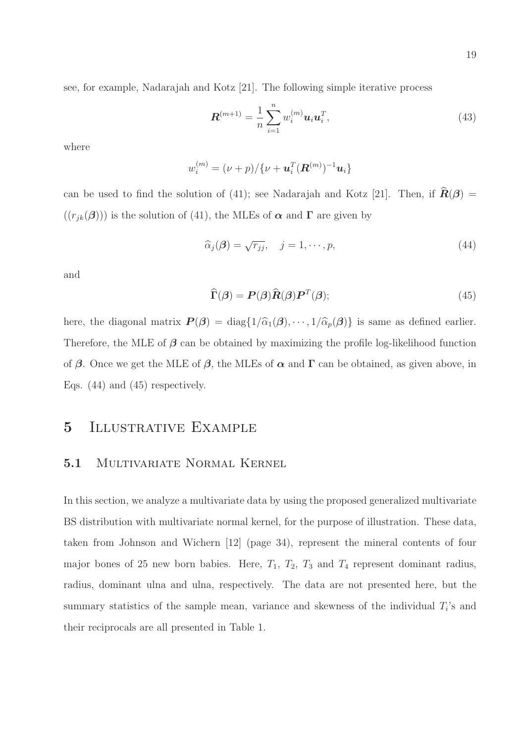see, for example, Nadarajah and Kotz [21]. The following simple iterative process

$$\boldsymbol{R}^{(m+1)} = \frac{1}{n}\sum_{i=1}^{n} w_i^{(m)} \boldsymbol{u}_i \boldsymbol{u}_i^T, \tag{43}$$

where

$$w_i^{(m)} = (\nu + p)/\{\nu + \boldsymbol{u}_i^T (\boldsymbol{R}^{(m)})^{-1} \boldsymbol{u}_i\}$$

can be used to find the solution of (41); see Nadarajah and Kotz [21]. Then, if $\widehat{\boldsymbol{R}}(\boldsymbol{\beta}) = ((r_{jk}(\boldsymbol{\beta})))$ is the solution of (41), the MLEs of $\boldsymbol{\alpha}$ and $\boldsymbol{\Gamma}$ are given by

$$\widehat{\alpha}_j(\boldsymbol{\beta}) = \sqrt{r_{jj}}, \quad j = 1, \cdots, p, \tag{44}$$

and

$$\widehat{\boldsymbol{\Gamma}}(\boldsymbol{\beta}) = \boldsymbol{P}(\boldsymbol{\beta}) \widehat{\boldsymbol{R}}(\boldsymbol{\beta}) \boldsymbol{P}^T(\boldsymbol{\beta}); \tag{45}$$

here, the diagonal matrix $\boldsymbol{P}(\boldsymbol{\beta}) = \mathrm{diag}\{1/\widehat{\alpha}_1(\boldsymbol{\beta}), \cdots, 1/\widehat{\alpha}_p(\boldsymbol{\beta})\}$ is same as defined earlier. Therefore, the MLE of $\boldsymbol{\beta}$ can be obtained by maximizing the profile log-likelihood function of $\boldsymbol{\beta}$. Once we get the MLE of $\boldsymbol{\beta}$, the MLEs of $\boldsymbol{\alpha}$ and $\boldsymbol{\Gamma}$ can be obtained, as given above, in Eqs. (44) and (45) respectively.

# 5 Illustrative Example

## 5.1 Multivariate Normal Kernel

In this section, we analyze a multivariate data by using the proposed generalized multivariate BS distribution with multivariate normal kernel, for the purpose of illustration. These data, taken from Johnson and Wichern [12] (page 34), represent the mineral contents of four major bones of 25 new born babies. Here, $T_1$, $T_2$, $T_3$ and $T_4$ represent dominant radius, radius, dominant ulna and ulna, respectively. The data are not presented here, but the summary statistics of the sample mean, variance and skewness of the individual $T_i$'s and their reciprocals are all presented in Table 1.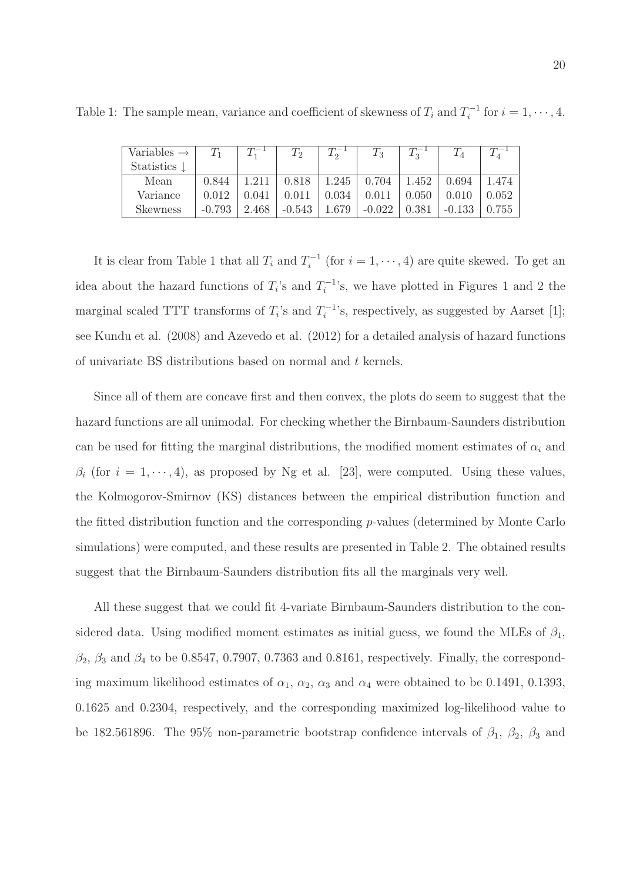Table 1: The sample mean, variance and coefficient of skewness of $T_i$ and $T_i^{-1}$ for $i = 1, \cdots, 4$.

| Variables $\rightarrow$ Statistics $\downarrow$ | $T_1$ | $T_1^{-1}$ | $T_2$ | $T_2^{-1}$ | $T_3$ | $T_3^{-1}$ | $T_4$ | $T_4^{-1}$ |
|---|---|---|---|---|---|---|---|---|
| Mean | 0.844 | 1.211 | 0.818 | 1.245 | 0.704 | 1.452 | 0.694 | 1.474 |
| Variance | 0.012 | 0.041 | 0.011 | 0.034 | 0.011 | 0.050 | 0.010 | 0.052 |
| Skewness | -0.793 | 2.468 | -0.543 | 1.679 | -0.022 | 0.381 | -0.133 | 0.755 |

It is clear from Table 1 that all $T_i$ and $T_i^{-1}$ (for $i = 1, \cdots, 4$) are quite skewed. To get an idea about the hazard functions of $T_i$'s and $T_i^{-1}$'s, we have plotted in Figures 1 and 2 the marginal scaled TTT transforms of $T_i$'s and $T_i^{-1}$'s, respectively, as suggested by Aarset [1]; see Kundu et al. (2008) and Azevedo et al. (2012) for a detailed analysis of hazard functions of univariate BS distributions based on normal and $t$ kernels.

Since all of them are concave first and then convex, the plots do seem to suggest that the hazard functions are all unimodal. For checking whether the Birnbaum-Saunders distribution can be used for fitting the marginal distributions, the modified moment estimates of $\alpha_i$ and $\beta_i$ (for $i = 1, \cdots, 4$), as proposed by Ng et al. [23], were computed. Using these values, the Kolmogorov-Smirnov (KS) distances between the empirical distribution function and the fitted distribution function and the corresponding $p$-values (determined by Monte Carlo simulations) were computed, and these results are presented in Table 2. The obtained results suggest that the Birnbaum-Saunders distribution fits all the marginals very well.

All these suggest that we could fit 4-variate Birnbaum-Saunders distribution to the considered data. Using modified moment estimates as initial guess, we found the MLEs of $\beta_1$, $\beta_2$, $\beta_3$ and $\beta_4$ to be 0.8547, 0.7907, 0.7363 and 0.8161, respectively. Finally, the corresponding maximum likelihood estimates of $\alpha_1$, $\alpha_2$, $\alpha_3$ and $\alpha_4$ were obtained to be 0.1491, 0.1393, 0.1625 and 0.2304, respectively, and the corresponding maximized log-likelihood value to be 182.561896. The 95% non-parametric bootstrap confidence intervals of $\beta_1$, $\beta_2$, $\beta_3$ and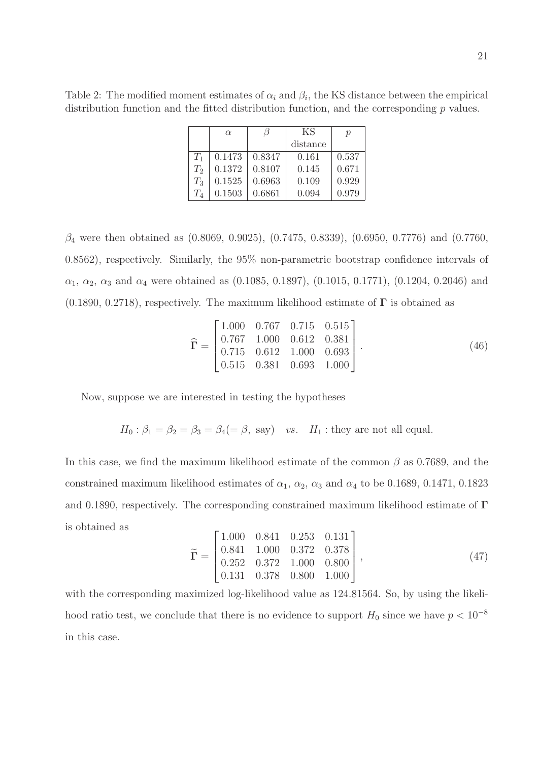Table 2: The modified moment estimates of $\alpha_i$ and $\beta_i$, the KS distance between the empirical distribution function and the fitted distribution function, and the corresponding $p$ values.

| | $\alpha$ | $\beta$ | KS distance | $p$ |
|---|---|---|---|---|
| $T_1$ | 0.1473 | 0.8347 | 0.161 | 0.537 |
| $T_2$ | 0.1372 | 0.8107 | 0.145 | 0.671 |
| $T_3$ | 0.1525 | 0.6963 | 0.109 | 0.929 |
| $T_4$ | 0.1503 | 0.6861 | 0.094 | 0.979 |

$\beta_4$ were then obtained as (0.8069, 0.9025), (0.7475, 0.8339), (0.6950, 0.7776) and (0.7760, 0.8562), respectively. Similarly, the 95% non-parametric bootstrap confidence intervals of $\alpha_1$, $\alpha_2$, $\alpha_3$ and $\alpha_4$ were obtained as (0.1085, 0.1897), (0.1015, 0.1771), (0.1204, 0.2046) and (0.1890, 0.2718), respectively. The maximum likelihood estimate of $\mathbf{\Gamma}$ is obtained as

$$\widehat{\mathbf{\Gamma}} = \begin{bmatrix} 1.000 & 0.767 & 0.715 & 0.515 \\ 0.767 & 1.000 & 0.612 & 0.381 \\ 0.715 & 0.612 & 1.000 & 0.693 \\ 0.515 & 0.381 & 0.693 & 1.000 \end{bmatrix}. \tag{46}$$

Now, suppose we are interested in testing the hypotheses

$$H_0 : \beta_1 = \beta_2 = \beta_3 = \beta_4 (= \beta, \text{ say}) \quad vs. \quad H_1 : \text{they are not all equal.}$$

In this case, we find the maximum likelihood estimate of the common $\beta$ as 0.7689, and the constrained maximum likelihood estimates of $\alpha_1$, $\alpha_2$, $\alpha_3$ and $\alpha_4$ to be 0.1689, 0.1471, 0.1823 and 0.1890, respectively. The corresponding constrained maximum likelihood estimate of $\mathbf{\Gamma}$ is obtained as

$$\widetilde{\mathbf{\Gamma}} = \begin{bmatrix} 1.000 & 0.841 & 0.253 & 0.131 \\ 0.841 & 1.000 & 0.372 & 0.378 \\ 0.252 & 0.372 & 1.000 & 0.800 \\ 0.131 & 0.378 & 0.800 & 1.000 \end{bmatrix}, \tag{47}$$

with the corresponding maximized log-likelihood value as 124.81564. So, by using the likelihood ratio test, we conclude that there is no evidence to support $H_0$ since we have $p < 10^{-8}$ in this case.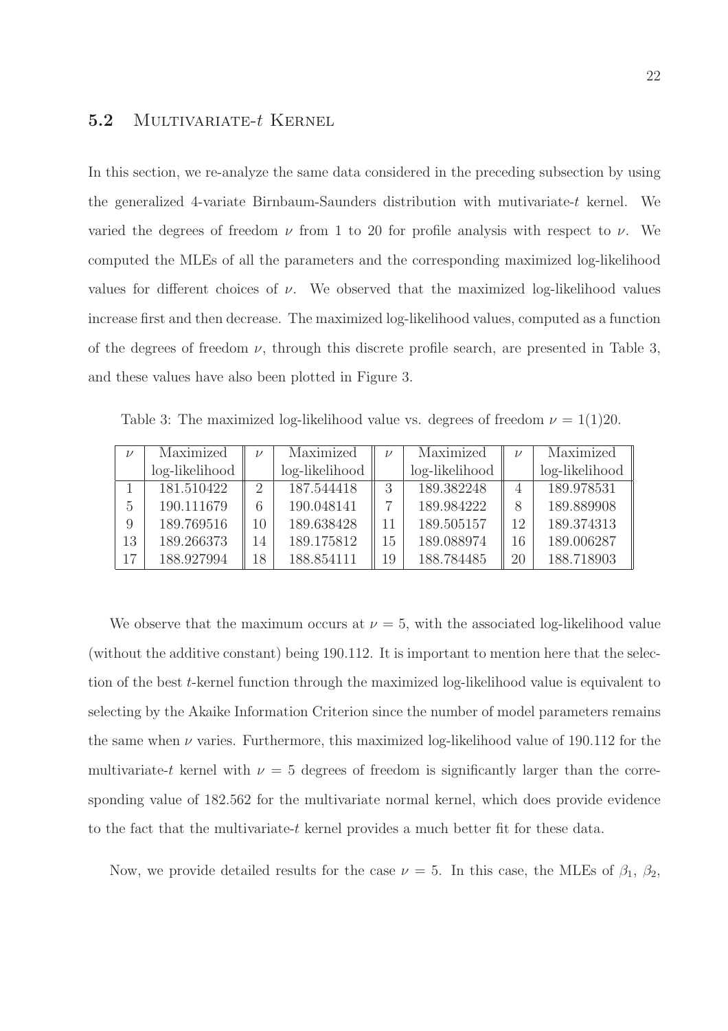### 5.2 Multivariate-$t$ Kernel

In this section, we re-analyze the same data considered in the preceding subsection by using the generalized 4-variate Birnbaum-Saunders distribution with mutivariate-$t$ kernel. We varied the degrees of freedom $\nu$ from 1 to 20 for profile analysis with respect to $\nu$. We computed the MLEs of all the parameters and the corresponding maximized log-likelihood values for different choices of $\nu$. We observed that the maximized log-likelihood values increase first and then decrease. The maximized log-likelihood values, computed as a function of the degrees of freedom $\nu$, through this discrete profile search, are presented in Table 3, and these values have also been plotted in Figure 3.

Table 3: The maximized log-likelihood value vs. degrees of freedom $\nu = 1(1)20$.

| $\nu$ | Maximized log-likelihood | $\nu$ | Maximized log-likelihood | $\nu$ | Maximized log-likelihood | $\nu$ | Maximized log-likelihood |
|---|---|---|---|---|---|---|---|
| 1 | 181.510422 | 2 | 187.544418 | 3 | 189.382248 | 4 | 189.978531 |
| 5 | 190.111679 | 6 | 190.048141 | 7 | 189.984222 | 8 | 189.889908 |
| 9 | 189.769516 | 10 | 189.638428 | 11 | 189.505157 | 12 | 189.374313 |
| 13 | 189.266373 | 14 | 189.175812 | 15 | 189.088974 | 16 | 189.006287 |
| 17 | 188.927994 | 18 | 188.854111 | 19 | 188.784485 | 20 | 188.718903 |

We observe that the maximum occurs at $\nu = 5$, with the associated log-likelihood value (without the additive constant) being 190.112. It is important to mention here that the selection of the best $t$-kernel function through the maximized log-likelihood value is equivalent to selecting by the Akaike Information Criterion since the number of model parameters remains the same when $\nu$ varies. Furthermore, this maximized log-likelihood value of 190.112 for the multivariate-$t$ kernel with $\nu = 5$ degrees of freedom is significantly larger than the corresponding value of 182.562 for the multivariate normal kernel, which does provide evidence to the fact that the multivariate-$t$ kernel provides a much better fit for these data.

Now, we provide detailed results for the case $\nu = 5$. In this case, the MLEs of $\beta_1$, $\beta_2$,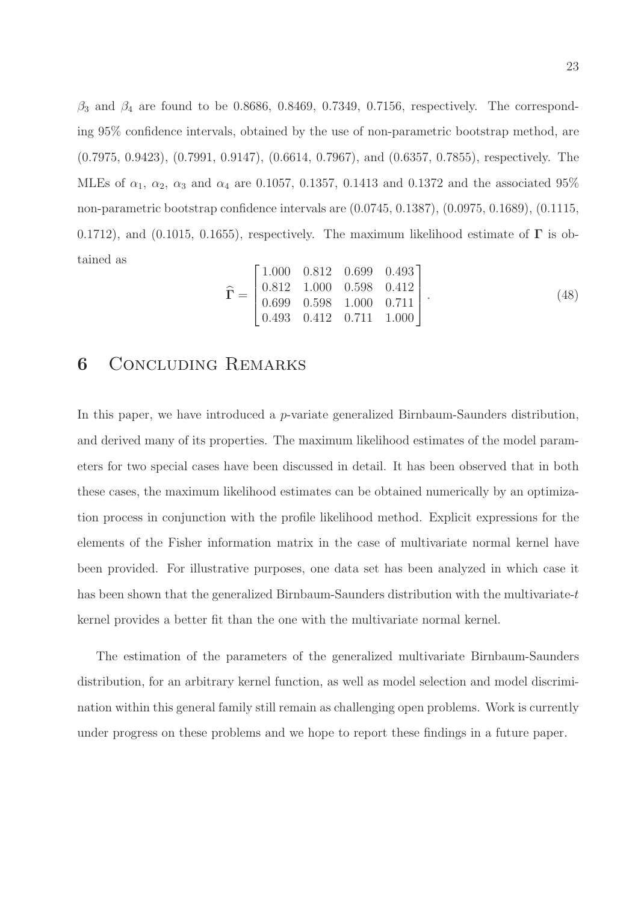$\beta_3$ and $\beta_4$ are found to be 0.8686, 0.8469, 0.7349, 0.7156, respectively. The corresponding 95% confidence intervals, obtained by the use of non-parametric bootstrap method, are (0.7975, 0.9423), (0.7991, 0.9147), (0.6614, 0.7967), and (0.6357, 0.7855), respectively. The MLEs of $\alpha_1$, $\alpha_2$, $\alpha_3$ and $\alpha_4$ are 0.1057, 0.1357, 0.1413 and 0.1372 and the associated 95% non-parametric bootstrap confidence intervals are (0.0745, 0.1387), (0.0975, 0.1689), (0.1115, 0.1712), and (0.1015, 0.1655), respectively. The maximum likelihood estimate of $\mathbf{\Gamma}$ is obtained as

$$\widehat{\mathbf{\Gamma}} = \begin{bmatrix} 1.000 & 0.812 & 0.699 & 0.493 \\ 0.812 & 1.000 & 0.598 & 0.412 \\ 0.699 & 0.598 & 1.000 & 0.711 \\ 0.493 & 0.412 & 0.711 & 1.000 \end{bmatrix}. \tag{48}$$

# 6 Concluding Remarks

In this paper, we have introduced a $p$-variate generalized Birnbaum-Saunders distribution, and derived many of its properties. The maximum likelihood estimates of the model parameters for two special cases have been discussed in detail. It has been observed that in both these cases, the maximum likelihood estimates can be obtained numerically by an optimization process in conjunction with the profile likelihood method. Explicit expressions for the elements of the Fisher information matrix in the case of multivariate normal kernel have been provided. For illustrative purposes, one data set has been analyzed in which case it has been shown that the generalized Birnbaum-Saunders distribution with the multivariate-$t$ kernel provides a better fit than the one with the multivariate normal kernel.

The estimation of the parameters of the generalized multivariate Birnbaum-Saunders distribution, for an arbitrary kernel function, as well as model selection and model discrimination within this general family still remain as challenging open problems. Work is currently under progress on these problems and we hope to report these findings in a future paper.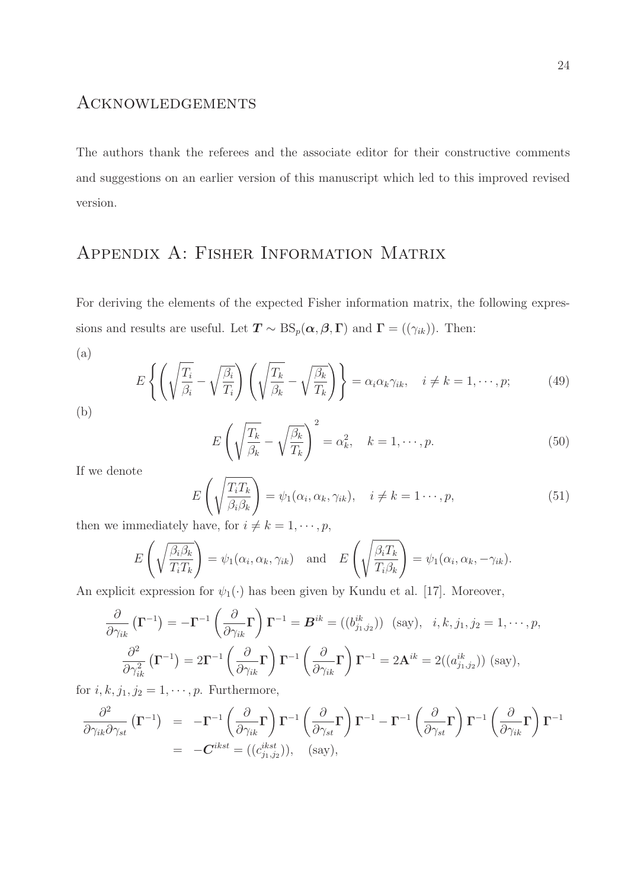# Acknowledgements

The authors thank the referees and the associate editor for their constructive comments and suggestions on an earlier version of this manuscript which led to this improved revised version.

# Appendix A: Fisher Information Matrix

For deriving the elements of the expected Fisher information matrix, the following expressions and results are useful. Let $\boldsymbol{T} \sim \mathrm{BS}_p(\boldsymbol{\alpha}, \boldsymbol{\beta}, \boldsymbol{\Gamma})$ and $\boldsymbol{\Gamma} = ((\gamma_{ik}))$. Then:

(a)

$$E\left\{\left(\sqrt{\frac{T_i}{\beta_i}} - \sqrt{\frac{\beta_i}{T_i}}\right)\left(\sqrt{\frac{T_k}{\beta_k}} - \sqrt{\frac{\beta_k}{T_k}}\right)\right\} = \alpha_i\alpha_k\gamma_{ik}, \quad i \neq k = 1, \cdots, p; \tag{49}$$

(b)

$$E\left(\sqrt{\frac{T_k}{\beta_k}} - \sqrt{\frac{\beta_k}{T_k}}\right)^2 = \alpha_k^2, \quad k = 1, \cdots, p. \tag{50}$$

If we denote

$$E\left(\sqrt{\frac{T_iT_k}{\beta_i\beta_k}}\right) = \psi_1(\alpha_i, \alpha_k, \gamma_{ik}), \quad i \neq k = 1 \cdots, p, \tag{51}$$

then we immediately have, for $i \neq k = 1, \cdots, p$,

$$E\left(\sqrt{\frac{\beta_i\beta_k}{T_iT_k}}\right) = \psi_1(\alpha_i, \alpha_k, \gamma_{ik}) \quad \text{and} \quad E\left(\sqrt{\frac{\beta_iT_k}{T_i\beta_k}}\right) = \psi_1(\alpha_i, \alpha_k, -\gamma_{ik}).$$

An explicit expression for $\psi_1(\cdot)$ has been given by Kundu et al. [17]. Moreover,

$$\frac{\partial}{\partial\gamma_{ik}}\left(\boldsymbol{\Gamma}^{-1}\right) = -\boldsymbol{\Gamma}^{-1}\left(\frac{\partial}{\partial\gamma_{ik}}\boldsymbol{\Gamma}\right)\boldsymbol{\Gamma}^{-1} = \boldsymbol{B}^{ik} = ((b^{ik}_{j_1,j_2})) \text{ (say)}, \quad i, k, j_1, j_2 = 1, \cdots, p,$$

$$\frac{\partial^2}{\partial\gamma_{ik}^2}\left(\boldsymbol{\Gamma}^{-1}\right) = 2\boldsymbol{\Gamma}^{-1}\left(\frac{\partial}{\partial\gamma_{ik}}\boldsymbol{\Gamma}\right)\boldsymbol{\Gamma}^{-1}\left(\frac{\partial}{\partial\gamma_{ik}}\boldsymbol{\Gamma}\right)\boldsymbol{\Gamma}^{-1} = 2\mathbf{A}^{ik} = 2((a^{ik}_{j_1,j_2})) \text{ (say)},$$

for $i, k, j_1, j_2 = 1, \cdots, p$. Furthermore,

$$\begin{aligned}
\frac{\partial^2}{\partial\gamma_{ik}\partial\gamma_{st}}\left(\boldsymbol{\Gamma}^{-1}\right) &= -\boldsymbol{\Gamma}^{-1}\left(\frac{\partial}{\partial\gamma_{ik}}\boldsymbol{\Gamma}\right)\boldsymbol{\Gamma}^{-1}\left(\frac{\partial}{\partial\gamma_{st}}\boldsymbol{\Gamma}\right)\boldsymbol{\Gamma}^{-1} - \boldsymbol{\Gamma}^{-1}\left(\frac{\partial}{\partial\gamma_{st}}\boldsymbol{\Gamma}\right)\boldsymbol{\Gamma}^{-1}\left(\frac{\partial}{\partial\gamma_{ik}}\boldsymbol{\Gamma}\right)\boldsymbol{\Gamma}^{-1} \\
&= -\boldsymbol{C}^{ikst} = ((c^{ikst}_{j_1,j_2})), \quad \text{(say)},
\end{aligned}$$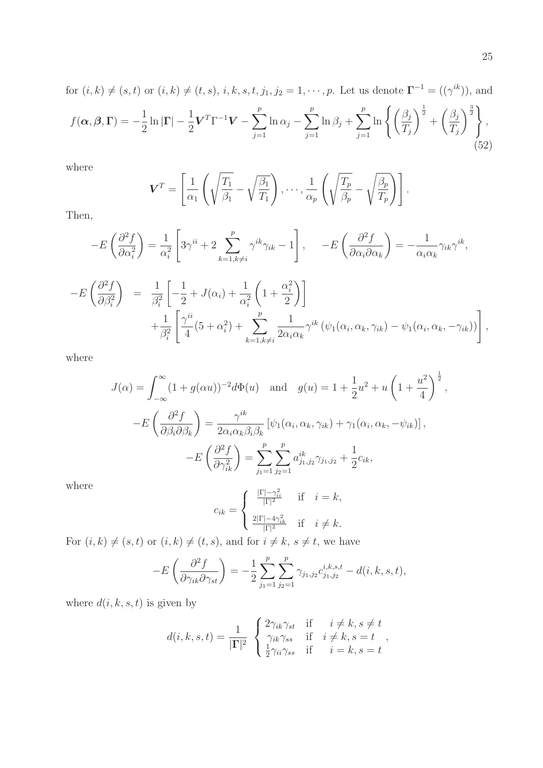for $(i,k) \neq (s,t)$ or $(i,k) \neq (t,s)$, $i,k,s,t,j_1,j_2 = 1,\cdots,p$. Let us denote $\mathbf{\Gamma}^{-1} = ((\gamma^{ik}))$, and

$$f(\boldsymbol{\alpha},\boldsymbol{\beta},\mathbf{\Gamma}) = -\frac{1}{2}\ln|\mathbf{\Gamma}| - \frac{1}{2}\boldsymbol{V}^T\Gamma^{-1}\boldsymbol{V} - \sum_{j=1}^{p}\ln\alpha_j - \sum_{j=1}^{p}\ln\beta_j + \sum_{j=1}^{p}\ln\left\{\left(\frac{\beta_j}{T_j}\right)^{\frac{1}{2}} + \left(\frac{\beta_j}{T_j}\right)^{\frac{3}{2}}\right\}, \tag{52}$$

where

$$\boldsymbol{V}^T = \left[\frac{1}{\alpha_1}\left(\sqrt{\frac{T_1}{\beta_1}} - \sqrt{\frac{\beta_1}{T_1}}\right),\cdots,\frac{1}{\alpha_p}\left(\sqrt{\frac{T_p}{\beta_p}} - \sqrt{\frac{\beta_p}{T_p}}\right)\right].$$

Then,

$$-E\left(\frac{\partial^2 f}{\partial\alpha_i^2}\right) = \frac{1}{\alpha_i^2}\left[3\gamma^{ii} + 2\sum_{k=1,k\neq i}^{p}\gamma^{ik}\gamma_{ik} - 1\right], \quad -E\left(\frac{\partial^2 f}{\partial\alpha_i\partial\alpha_k}\right) = -\frac{1}{\alpha_i\alpha_k}\gamma_{ik}\gamma^{ik},$$

$$\begin{aligned}
-E\left(\frac{\partial^2 f}{\partial\beta_i^2}\right) &= \frac{1}{\beta_i^2}\left[-\frac{1}{2} + J(\alpha_i) + \frac{1}{\alpha_i^2}\left(1 + \frac{\alpha_i^2}{2}\right)\right] \\
&\quad + \frac{1}{\beta_i^2}\left[\frac{\gamma^{ii}}{4}(5+\alpha_i^2) + \sum_{k=1,k\neq i}^{p}\frac{1}{2\alpha_i\alpha_k}\gamma^{ik}\left(\psi_1(\alpha_i,\alpha_k,\gamma_{ik}) - \psi_1(\alpha_i,\alpha_k,-\gamma_{ik})\right)\right],
\end{aligned}$$

where

$$J(\alpha) = \int_{-\infty}^{\infty}(1+g(\alpha u))^{-2}d\Phi(u) \quad \text{and} \quad g(u) = 1 + \frac{1}{2}u^2 + u\left(1+\frac{u^2}{4}\right)^{\frac{1}{2}},$$

$$-E\left(\frac{\partial^2 f}{\partial\beta_i\partial\beta_k}\right) = \frac{\gamma^{ik}}{2\alpha_i\alpha_k\beta_i\beta_k}\left[\psi_1(\alpha_i,\alpha_k,\gamma_{ik}) + \gamma_1(\alpha_i,\alpha_k,-\psi_{ik})\right],$$

$$-E\left(\frac{\partial^2 f}{\partial\gamma_{ik}^2}\right) = \sum_{j_1=1}^{p}\sum_{j_2=1}^{p}a_{j_1,j_2}^{ik}\gamma_{j_1,j_2} + \frac{1}{2}c_{ik},$$

where

$$c_{ik} = \begin{cases} \frac{|\Gamma| - \gamma_{ii}^2}{|\Gamma|^2} & \text{if} \quad i = k, \\ \frac{2|\Gamma| - 4\gamma_{ik}^2}{|\Gamma|^2} & \text{if} \quad i \neq k. \end{cases}$$

For $(i,k) \neq (s,t)$ or $(i,k) \neq (t,s)$, and for $i \neq k$, $s \neq t$, we have

$$-E\left(\frac{\partial^2 f}{\partial\gamma_{ik}\partial\gamma_{st}}\right) = -\frac{1}{2}\sum_{j_1=1}^{p}\sum_{j_2=1}^{p}\gamma_{j_1,j_2}c_{j_1,j_2}^{i,k,s,t} - d(i,k,s,t),$$

where $d(i,k,s,t)$ is given by

$$d(i,k,s,t) = \frac{1}{|\mathbf{\Gamma}|^2}\begin{cases} 2\gamma_{ik}\gamma_{st} & \text{if} \quad i\neq k, s\neq t \\ \gamma_{ik}\gamma_{ss} & \text{if} \quad i\neq k, s = t \\ \frac{1}{2}\gamma_{ii}\gamma_{ss} & \text{if} \quad i = k, s = t \end{cases},$$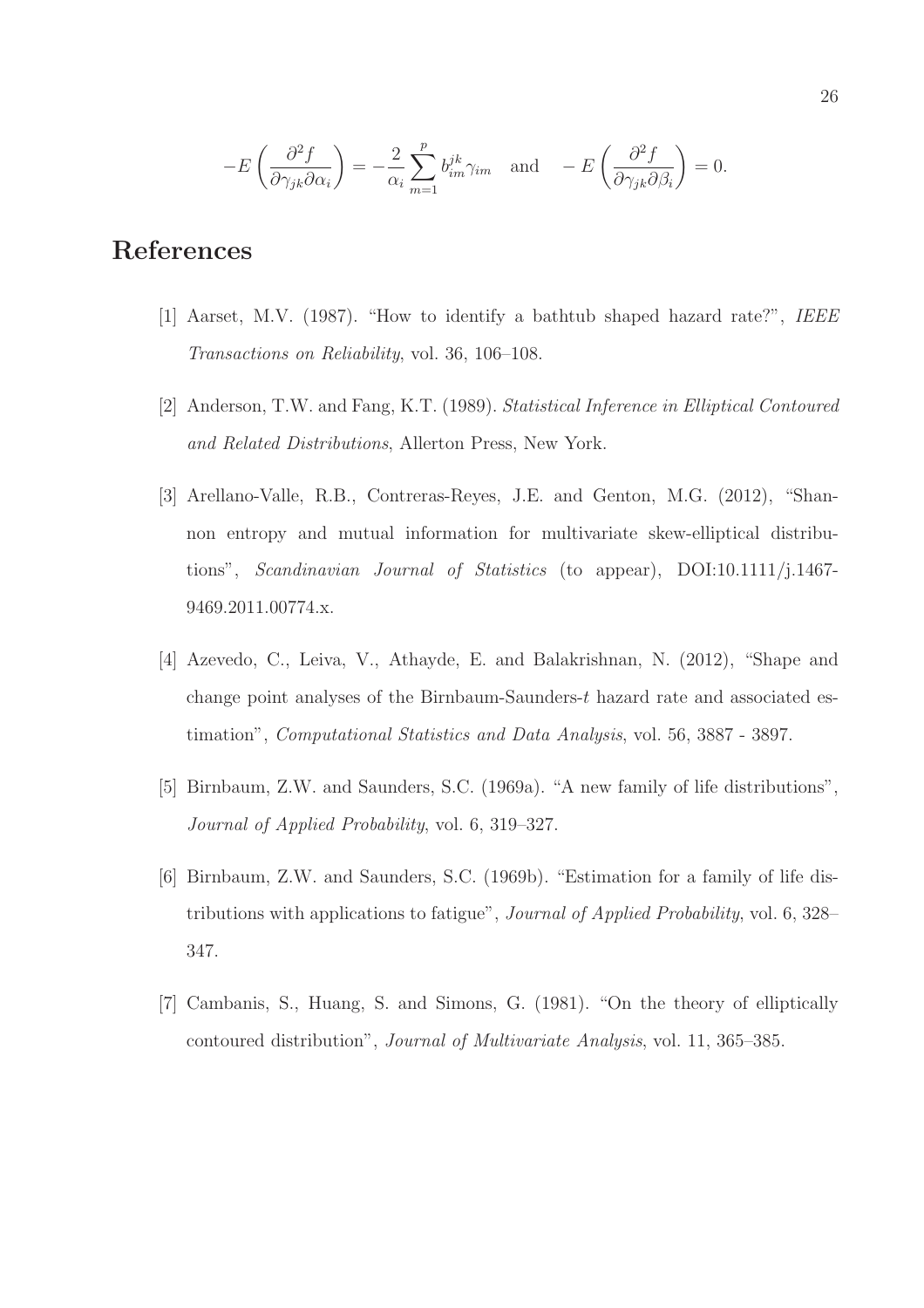$$-E\left(\frac{\partial^2 f}{\partial \gamma_{jk} \partial \alpha_i}\right) = -\frac{2}{\alpha_i} \sum_{m=1}^{p} b_{im}^{jk} \gamma_{im} \quad \text{and} \quad -E\left(\frac{\partial^2 f}{\partial \gamma_{jk} \partial \beta_i}\right) = 0.$$

# References

[1] Aarset, M.V. (1987). "How to identify a bathtub shaped hazard rate?", *IEEE Transactions on Reliability*, vol. 36, 106–108.

[2] Anderson, T.W. and Fang, K.T. (1989). *Statistical Inference in Elliptical Contoured and Related Distributions*, Allerton Press, New York.

[3] Arellano-Valle, R.B., Contreras-Reyes, J.E. and Genton, M.G. (2012), "Shannon entropy and mutual information for multivariate skew-elliptical distributions", *Scandinavian Journal of Statistics* (to appear), DOI:10.1111/j.1467-9469.2011.00774.x.

[4] Azevedo, C., Leiva, V., Athayde, E. and Balakrishnan, N. (2012), "Shape and change point analyses of the Birnbaum-Saunders-$t$ hazard rate and associated estimation", *Computational Statistics and Data Analysis*, vol. 56, 3887 - 3897.

[5] Birnbaum, Z.W. and Saunders, S.C. (1969a). "A new family of life distributions", *Journal of Applied Probability*, vol. 6, 319–327.

[6] Birnbaum, Z.W. and Saunders, S.C. (1969b). "Estimation for a family of life distributions with applications to fatigue", *Journal of Applied Probability*, vol. 6, 328–347.

[7] Cambanis, S., Huang, S. and Simons, G. (1981). "On the theory of elliptically contoured distribution", *Journal of Multivariate Analysis*, vol. 11, 365–385.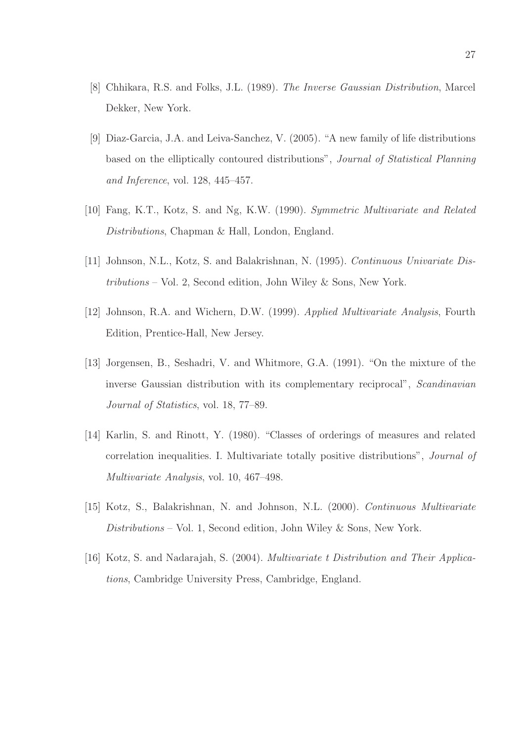[8] Chhikara, R.S. and Folks, J.L. (1989). *The Inverse Gaussian Distribution*, Marcel Dekker, New York.

[9] Diaz-Garcia, J.A. and Leiva-Sanchez, V. (2005). "A new family of life distributions based on the elliptically contoured distributions", *Journal of Statistical Planning and Inference*, vol. 128, 445–457.

[10] Fang, K.T., Kotz, S. and Ng, K.W. (1990). *Symmetric Multivariate and Related Distributions*, Chapman & Hall, London, England.

[11] Johnson, N.L., Kotz, S. and Balakrishnan, N. (1995). *Continuous Univariate Distributions* – Vol. 2, Second edition, John Wiley & Sons, New York.

[12] Johnson, R.A. and Wichern, D.W. (1999). *Applied Multivariate Analysis*, Fourth Edition, Prentice-Hall, New Jersey.

[13] Jorgensen, B., Seshadri, V. and Whitmore, G.A. (1991). "On the mixture of the inverse Gaussian distribution with its complementary reciprocal", *Scandinavian Journal of Statistics*, vol. 18, 77–89.

[14] Karlin, S. and Rinott, Y. (1980). "Classes of orderings of measures and related correlation inequalities. I. Multivariate totally positive distributions", *Journal of Multivariate Analysis*, vol. 10, 467–498.

[15] Kotz, S., Balakrishnan, N. and Johnson, N.L. (2000). *Continuous Multivariate Distributions* – Vol. 1, Second edition, John Wiley & Sons, New York.

[16] Kotz, S. and Nadarajah, S. (2004). *Multivariate t Distribution and Their Applications*, Cambridge University Press, Cambridge, England.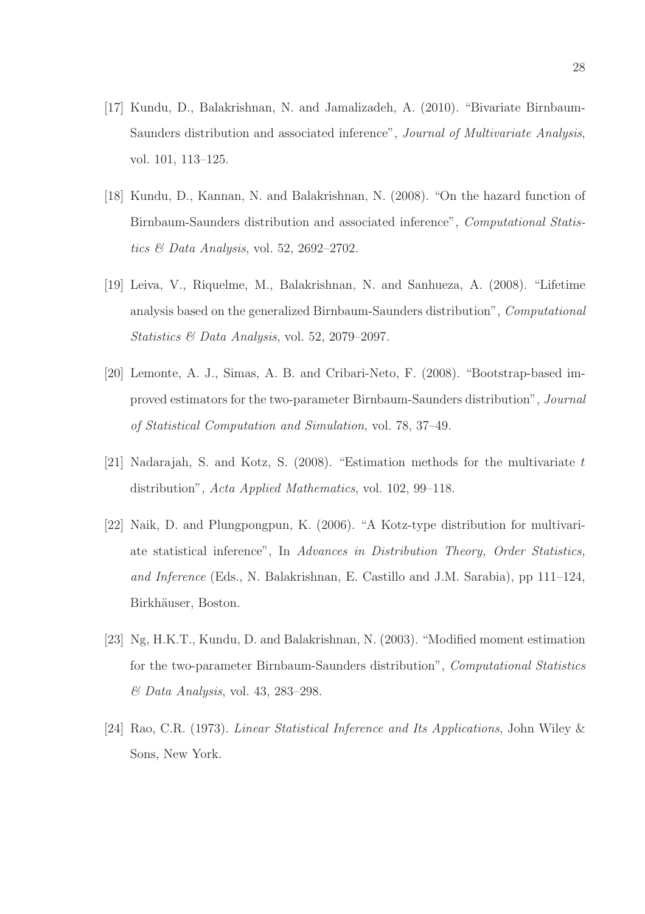[17] Kundu, D., Balakrishnan, N. and Jamalizadeh, A. (2010). "Bivariate Birnbaum-Saunders distribution and associated inference", *Journal of Multivariate Analysis*, vol. 101, 113–125.

[18] Kundu, D., Kannan, N. and Balakrishnan, N. (2008). "On the hazard function of Birnbaum-Saunders distribution and associated inference", *Computational Statistics & Data Analysis*, vol. 52, 2692–2702.

[19] Leiva, V., Riquelme, M., Balakrishnan, N. and Sanhueza, A. (2008). "Lifetime analysis based on the generalized Birnbaum-Saunders distribution", *Computational Statistics & Data Analysis*, vol. 52, 2079–2097.

[20] Lemonte, A. J., Simas, A. B. and Cribari-Neto, F. (2008). "Bootstrap-based improved estimators for the two-parameter Birnbaum-Saunders distribution", *Journal of Statistical Computation and Simulation*, vol. 78, 37–49.

[21] Nadarajah, S. and Kotz, S. (2008). "Estimation methods for the multivariate $t$ distribution", *Acta Applied Mathematics*, vol. 102, 99–118.

[22] Naik, D. and Plungpongpun, K. (2006). "A Kotz-type distribution for multivariate statistical inference", In *Advances in Distribution Theory, Order Statistics, and Inference* (Eds., N. Balakrishnan, E. Castillo and J.M. Sarabia), pp 111–124, Birkhäuser, Boston.

[23] Ng, H.K.T., Kundu, D. and Balakrishnan, N. (2003). "Modified moment estimation for the two-parameter Birnbaum-Saunders distribution", *Computational Statistics & Data Analysis*, vol. 43, 283–298.

[24] Rao, C.R. (1973). *Linear Statistical Inference and Its Applications*, John Wiley & Sons, New York.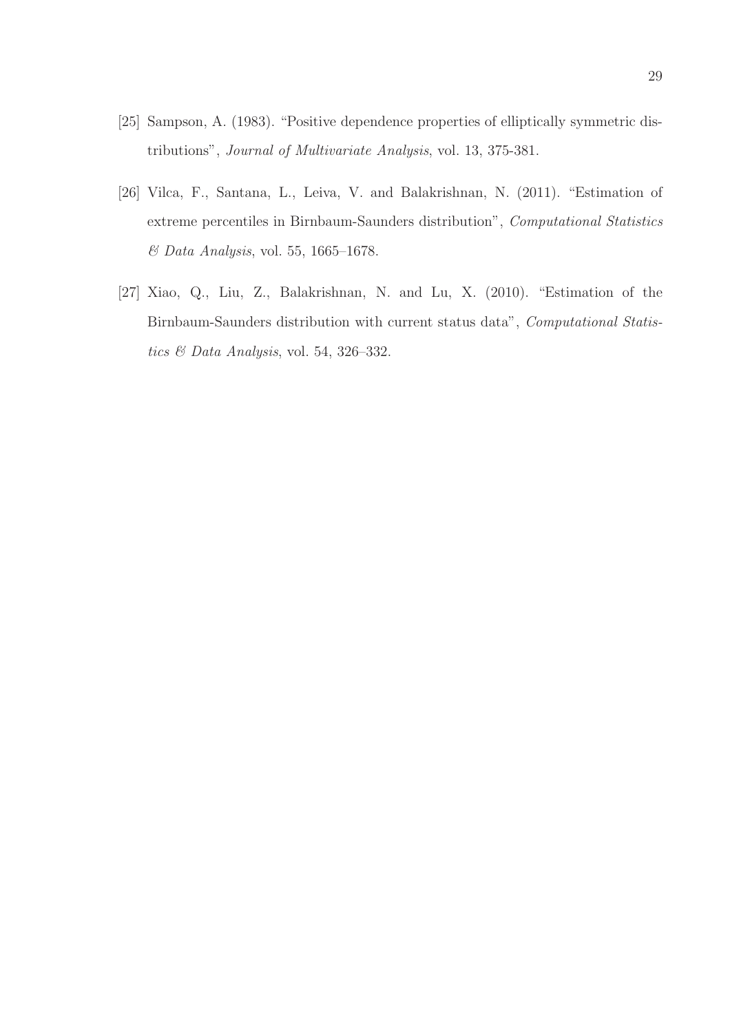[25] Sampson, A. (1983). "Positive dependence properties of elliptically symmetric distributions", *Journal of Multivariate Analysis*, vol. 13, 375-381.

[26] Vilca, F., Santana, L., Leiva, V. and Balakrishnan, N. (2011). "Estimation of extreme percentiles in Birnbaum-Saunders distribution", *Computational Statistics & Data Analysis*, vol. 55, 1665–1678.

[27] Xiao, Q., Liu, Z., Balakrishnan, N. and Lu, X. (2010). "Estimation of the Birnbaum-Saunders distribution with current status data", *Computational Statistics & Data Analysis*, vol. 54, 326–332.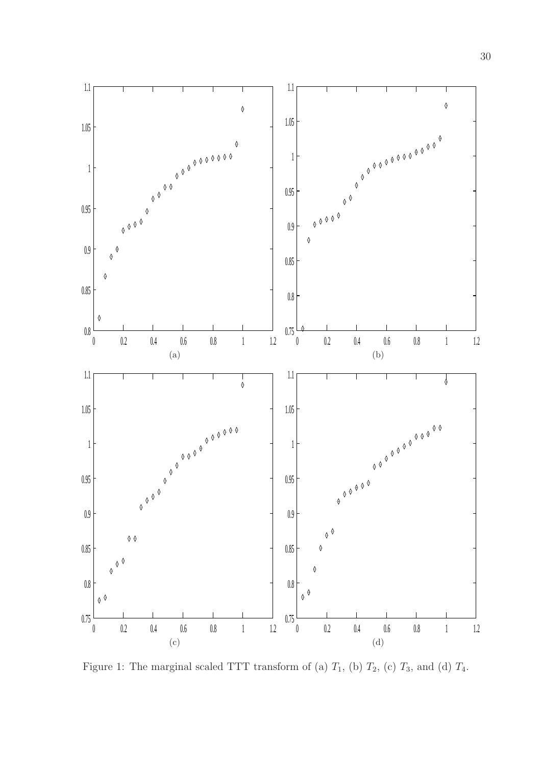Figure 1: The marginal scaled TTT transform of (a) $T_1$, (b) $T_2$, (c) $T_3$, and (d) $T_4$.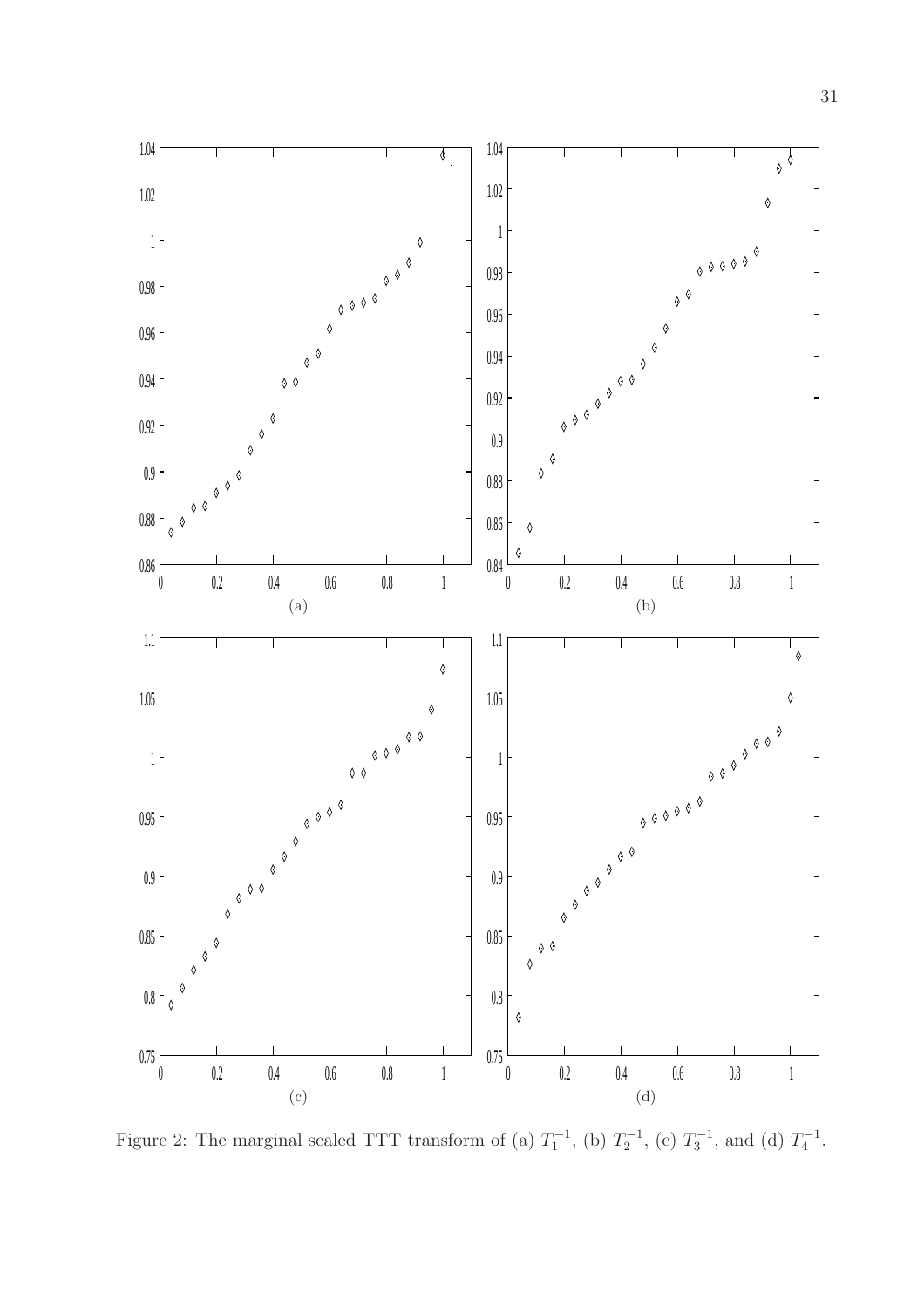Figure 2: The marginal scaled TTT transform of (a) $T_1^{-1}$, (b) $T_2^{-1}$, (c) $T_3^{-1}$, and (d) $T_4^{-1}$.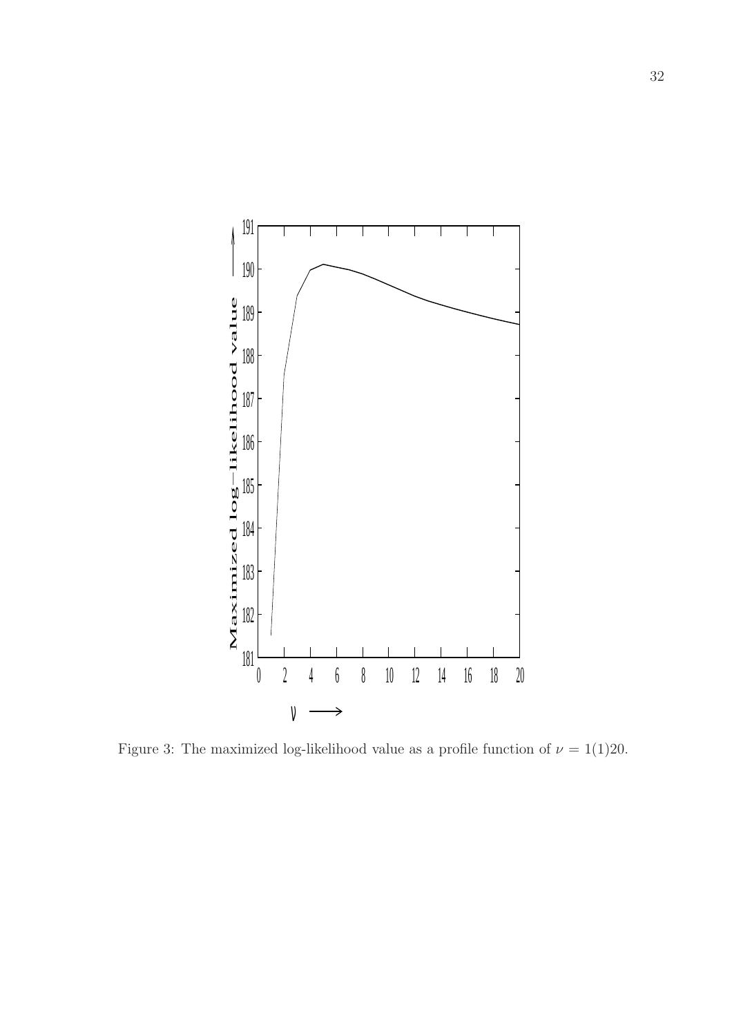Maximized log−likelihood value

191
190
189
188
187
186
185
184
183
182
181

0 2 4 6 8 10 12 14 16 18 20

$\nu$

Figure 3: The maximized log-likelihood value as a profile function of $\nu = 1(1)20$.